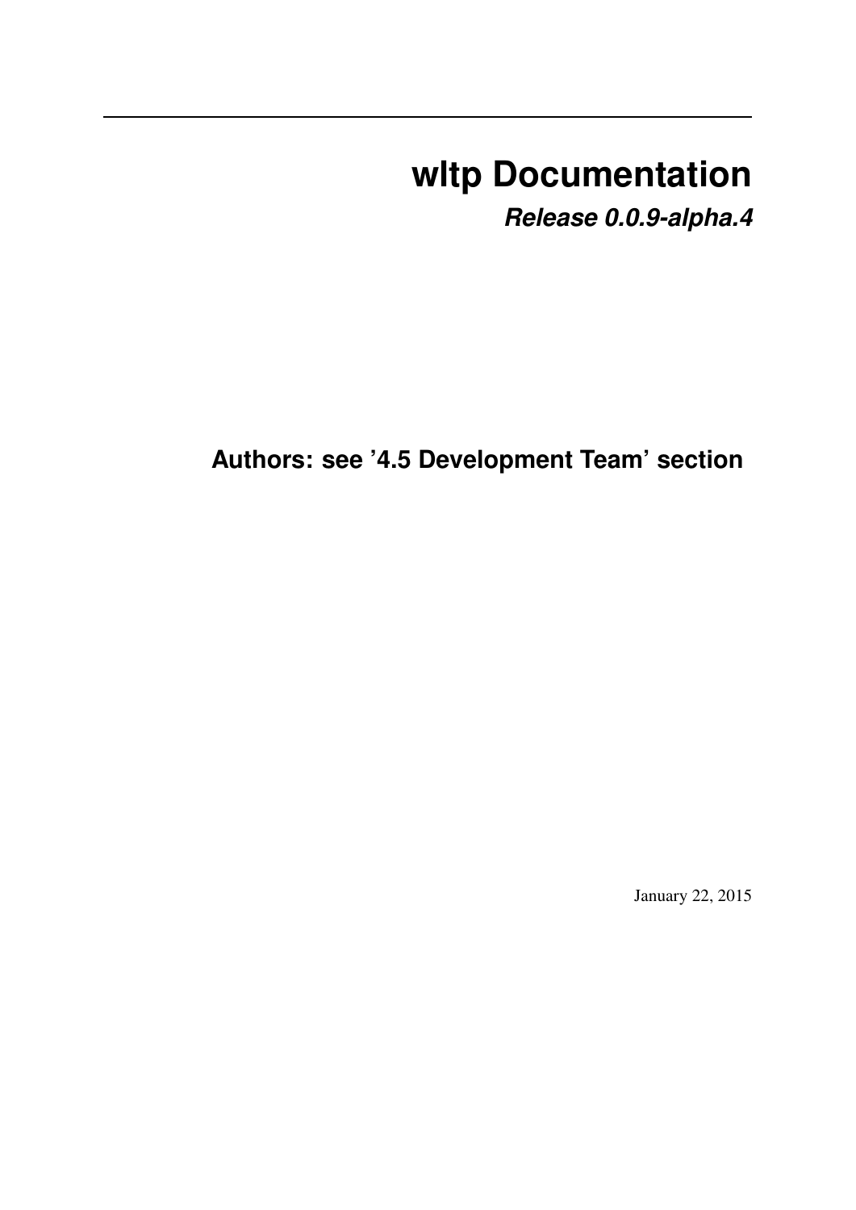# wltp Documentation

***Release 0.0.9-alpha.4***

**Authors: see '4.5 Development Team' section**

January 22, 2015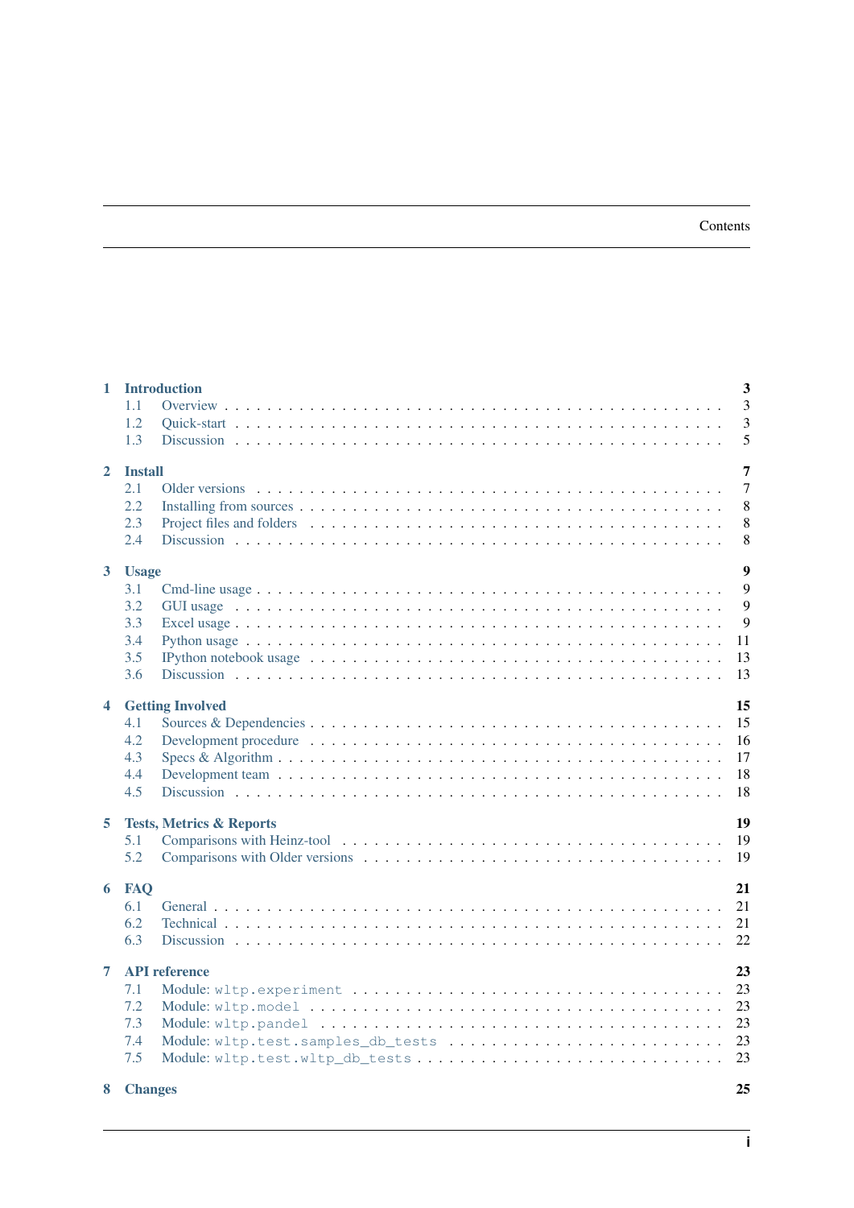# Contents

**1 Introduction** 3
- 1.1 Overview 3
- 1.2 Quick-start 3
- 1.3 Discussion 5

**2 Install** 7
- 2.1 Older versions 7
- 2.2 Installing from sources 8
- 2.3 Project files and folders 8
- 2.4 Discussion 8

**3 Usage** 9
- 3.1 Cmd-line usage 9
- 3.2 GUI usage 9
- 3.3 Excel usage 9
- 3.4 Python usage 11
- 3.5 IPython notebook usage 13
- 3.6 Discussion 13

**4 Getting Involved** 15
- 4.1 Sources & Dependencies 15
- 4.2 Development procedure 16
- 4.3 Specs & Algorithm 17
- 4.4 Development team 18
- 4.5 Discussion 18

**5 Tests, Metrics & Reports** 19
- 5.1 Comparisons with Heinz-tool 19
- 5.2 Comparisons with Older versions 19

**6 FAQ** 21
- 6.1 General 21
- 6.2 Technical 21
- 6.3 Discussion 22

**7 API reference** 23
- 7.1 Module: `wltp.experiment` 23
- 7.2 Module: `wltp.model` 23
- 7.3 Module: `wltp.pandel` 23
- 7.4 Module: `wltp.test.samples_db_tests` 23
- 7.5 Module: `wltp.test.wltp_db_tests` 23

**8 Changes** 25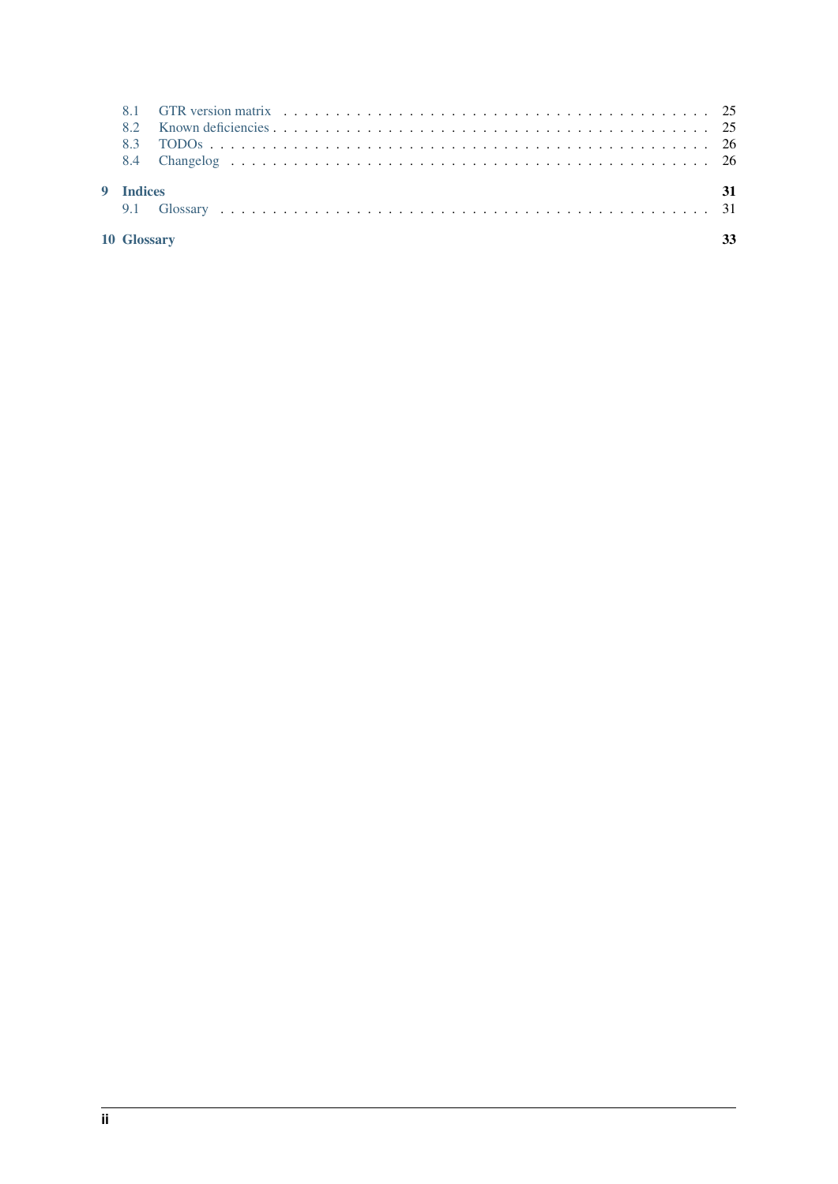- 8.1 GTR version matrix . . . . . . . . . . . . . . . . . . . . . . . . . . . . . . . . . . . . . . . . . . 25
- 8.2 Known deficiencies . . . . . . . . . . . . . . . . . . . . . . . . . . . . . . . . . . . . . . . . . . 25
- 8.3 TODOs . . . . . . . . . . . . . . . . . . . . . . . . . . . . . . . . . . . . . . . . . . 26
- 8.4 Changelog . . . . . . . . . . . . . . . . . . . . . . . . . . . . . . . . . . . . . . . . . . 26

**9 Indices** **31**

- 9.1 Glossary . . . . . . . . . . . . . . . . . . . . . . . . . . . . . . . . . . . . . . . . . . 31

**10 Glossary** **33**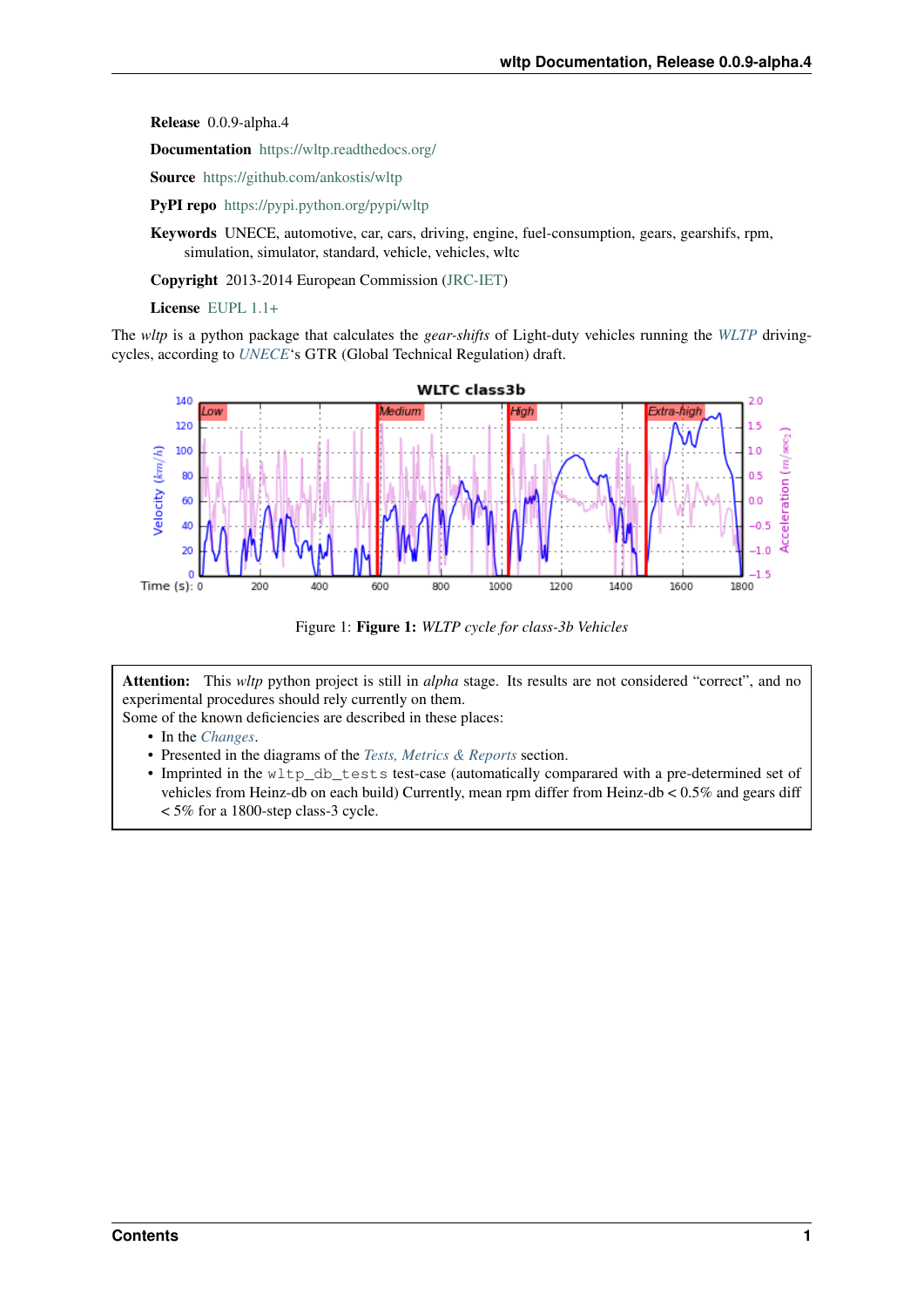**Release** 0.0.9-alpha.4

**Documentation** https://wltp.readthedocs.org/

**Source** https://github.com/ankostis/wltp

**PyPI repo** https://pypi.python.org/pypi/wltp

**Keywords** UNECE, automotive, car, cars, driving, engine, fuel-consumption, gears, gearshifs, rpm, simulation, simulator, standard, vehicle, vehicles, wltc

**Copyright** 2013-2014 European Commission (JRC-IET)

**License** EUPL 1.1+

The *wltp* is a python package that calculates the *gear-shifts* of Light-duty vehicles running the *WLTP* driving-cycles, according to *UNECE*'s GTR (Global Technical Regulation) draft.

Figure 1: **Figure 1:** *WLTP cycle for class-3b Vehicles*

> **Attention:** This *wltp* python project is still in *alpha* stage. Its results are not considered "correct", and no experimental procedures should rely currently on them.
> Some of the known deficiencies are described in these places:
>
> - In the *Changes*.
> - Presented in the diagrams of the *Tests, Metrics & Reports* section.
> - Imprinted in the `wltp_db_tests` test-case (automatically comparared with a pre-determined set of vehicles from Heinz-db on each build) Currently, mean rpm differ from Heinz-db < 0.5% and gears diff < 5% for a 1800-step class-3 cycle.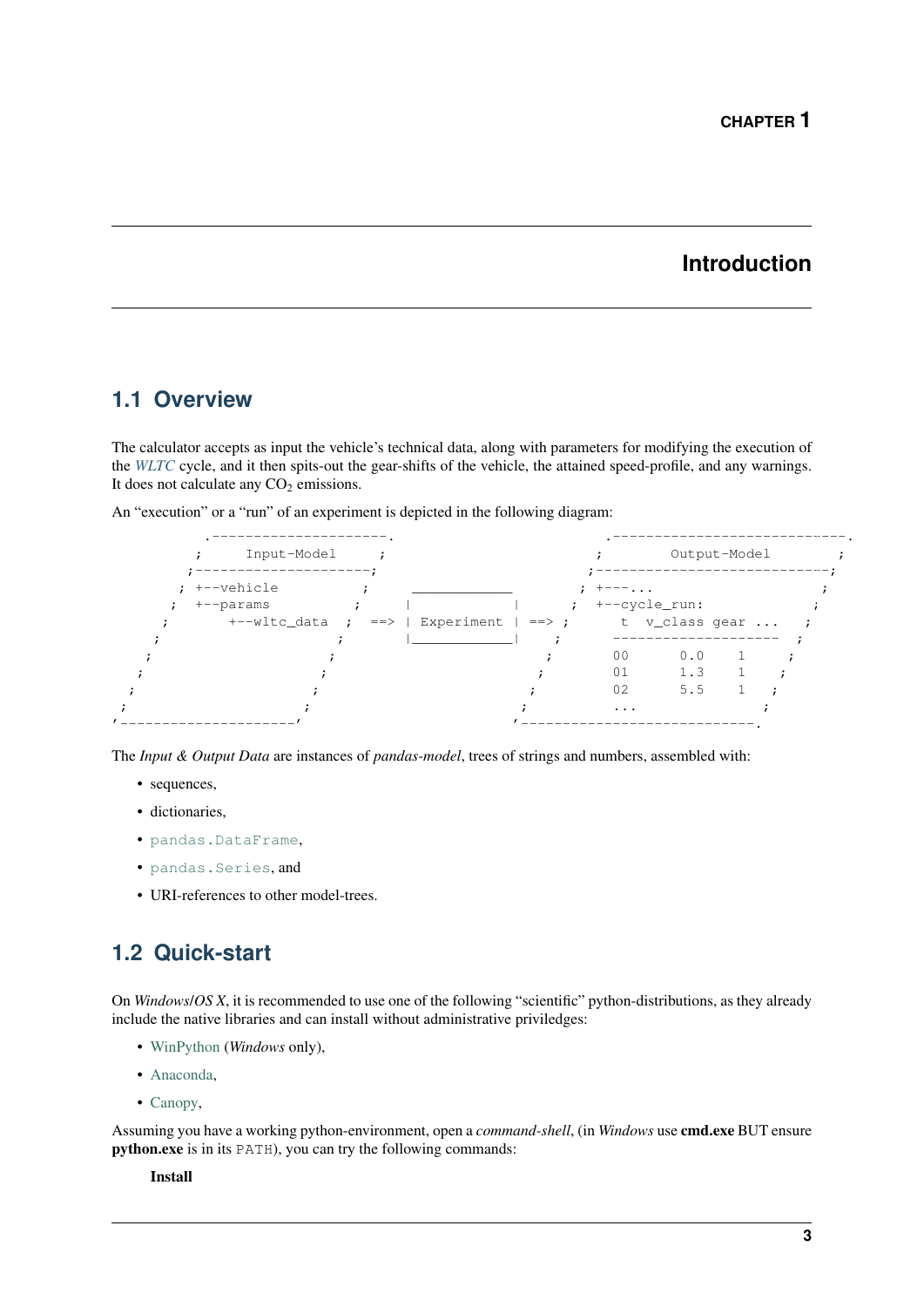# CHAPTER 1

# Introduction

## 1.1 Overview

The calculator accepts as input the vehicle's technical data, along with parameters for modifying the execution of the *WLTC* cycle, and it then spits-out the gear-shifts of the vehicle, the attained speed-profile, and any warnings. It does not calculate any $CO_2$ emissions.

An "execution" or a "run" of an experiment is depicted in the following diagram:

```
           .---------------------.                         .----------------------------.
          ;     Input-Model     ;                         ;        Output-Model        ;
         ;---------------------;                         ;----------------------------;
        ; +--vehicle          ;     ____________         ; +---...                    ;
       ;  +--params          ;     |            |       ;  +--cycle_run:             ;
      ;       +--wltc_data  ;  ==> | Experiment | ==> ;      t  v_class gear ...   ;
     ;                     ;       |____________|    ;     --------------------  ;
    ;                     ;                         ;       00      0.0    1     ;
   ;                     ;                         ;        01      1.3    1    ;
  ;                     ;                         ;         02      5.5    1   ;
 ;                     ;                         ;          ...              ;
'---------------------'                         '----------------------------.
```

The *Input & Output Data* are instances of *pandas-model*, trees of strings and numbers, assembled with:

- sequences,
- dictionaries,
- `pandas.DataFrame`,
- `pandas.Series`, and
- URI-references to other model-trees.

## 1.2 Quick-start

On *Windows*/*OS X*, it is recommended to use one of the following "scientific" python-distributions, as they already include the native libraries and can install without administrative priviledges:

- WinPython (*Windows* only),
- Anaconda,
- Canopy,

Assuming you have a working python-environment, open a *command-shell*, (in *Windows* use **cmd.exe** BUT ensure **python.exe** is in its `PATH`), you can try the following commands:

**Install**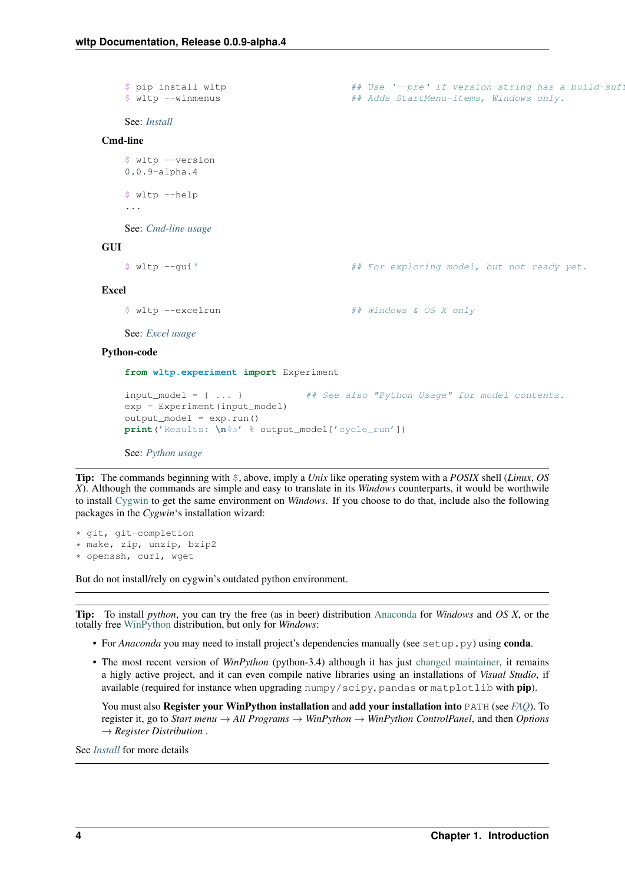```
$ pip install wltp                    ## Use '--pre' if version-string has a build-suf
$ wltp --winmenus                     ## Adds StartMenu-items, Windows only.
```

See: *Install*

**Cmd-line**

```
$ wltp --version
0.0.9-alpha.4

$ wltp --help
...
```

See: *Cmd-line usage*

**GUI**

```
$ wltp --gui`                         ## For exploring model, but not ready yet.
```

**Excel**

```
$ wltp --excelrun                     ## Windows & OS X only
```

See: *Excel usage*

**Python-code**

```python
from wltp.experiment import Experiment

input_model = { ... }           ## See also "Python Usage" for model contents.
exp = Experiment(input_model)
output_model = exp.run()
print('Results: \n%s' % output_model['cycle_run'])
```

See: *Python usage*

---

**Tip:** The commands beginning with `$`, above, imply a *Unix* like operating system with a *POSIX* shell (*Linux*, *OS X*). Although the commands are simple and easy to translate in its *Windows* counterparts, it would be worthwile to install Cygwin to get the same environment on *Windows*. If you choose to do that, include also the following packages in the *Cygwin*'s installation wizard:

```
* git, git-completion
* make, zip, unzip, bzip2
* openssh, curl, wget
```

But do not install/rely on cygwin's outdated python environment.

---

**Tip:** To install *python*, you can try the free (as in beer) distribution Anaconda for *Windows* and *OS X*, or the totally free WinPython distribution, but only for *Windows*:

- For *Anaconda* you may need to install project's dependencies manually (see `setup.py`) using **conda**.
- The most recent version of *WinPython* (python-3.4) although it has just changed maintainer, it remains a higly active project, and it can even compile native libraries using an installations of *Visual Studio*, if available (required for instance when upgrading `numpy/scipy`, `pandas` or `matplotlib` with **pip**).

  You must also **Register your WinPython installation** and **add your installation into** `PATH` (see *FAQ*). To register it, go to *Start menu* → *All Programs* → *WinPython* → *WinPython ControlPanel*, and then *Options* → *Register Distribution* .

See *Install* for more details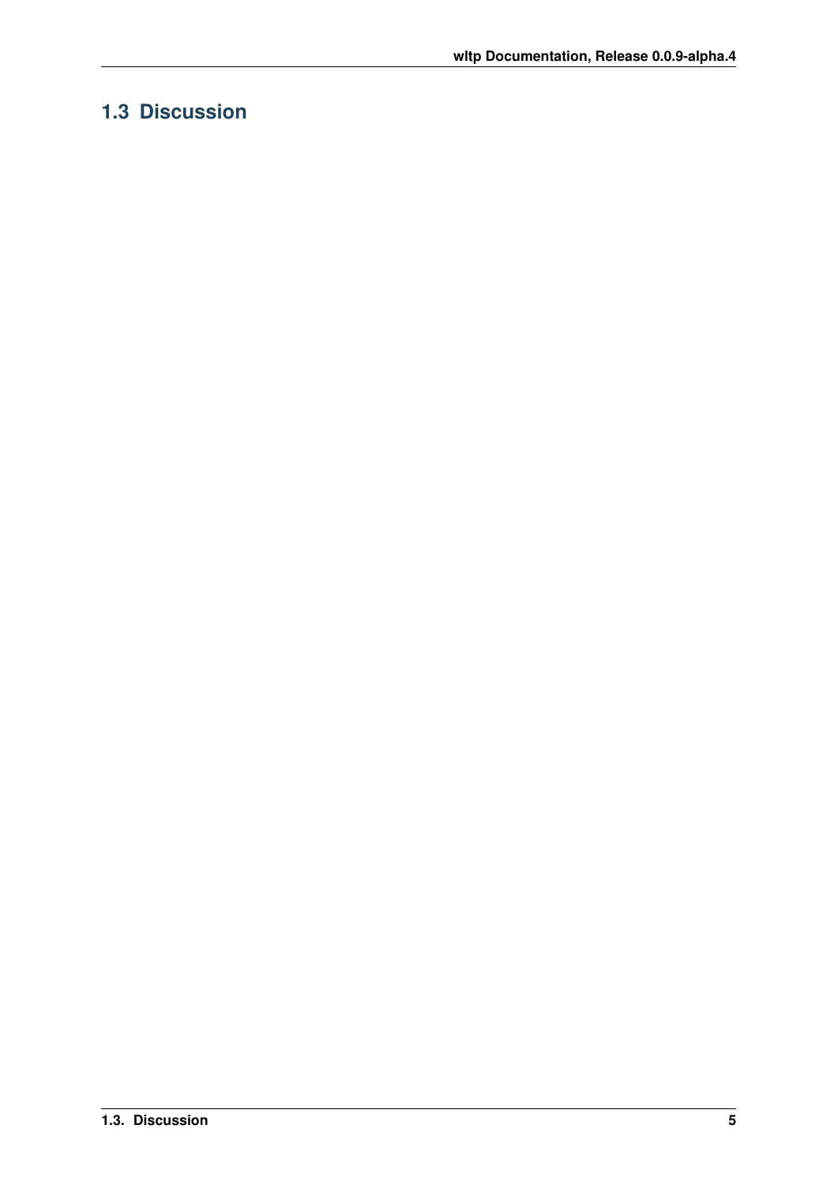## 1.3 Discussion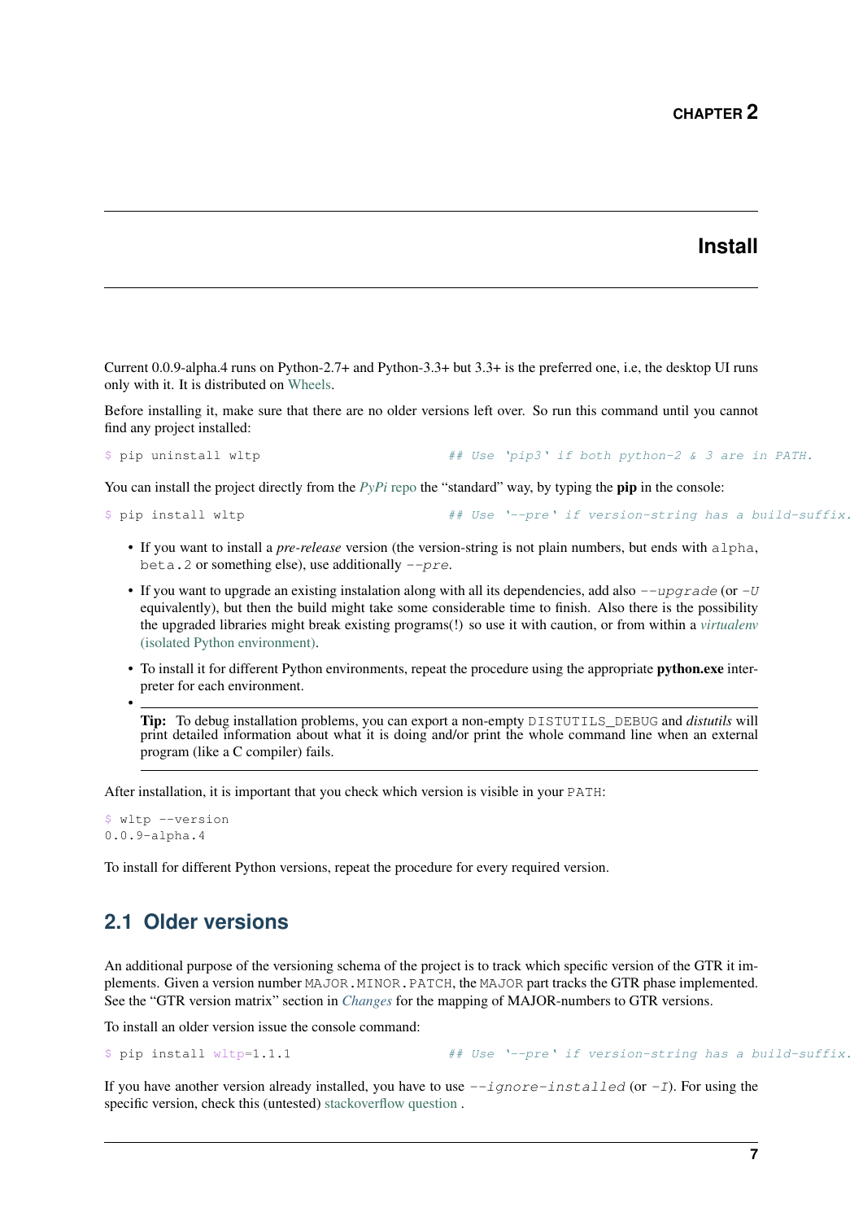# CHAPTER 2

# Install

Current 0.0.9-alpha.4 runs on Python-2.7+ and Python-3.3+ but 3.3+ is the preferred one, i.e, the desktop UI runs only with it. It is distributed on Wheels.

Before installing it, make sure that there are no older versions left over. So run this command until you cannot find any project installed:

```
$ pip uninstall wltp                    ## Use 'pip3' if both python-2 & 3 are in PATH.
```

You can install the project directly from the *PyPi* repo the "standard" way, by typing the **pip** in the console:

```
$ pip install wltp                      ## Use '--pre' if version-string has a build-suffix.
```

- If you want to install a *pre-release* version (the version-string is not plain numbers, but ends with `alpha`, `beta.2` or something else), use additionally *--pre*.
- If you want to upgrade an existing instalation along with all its dependencies, add also *--upgrade* (or *-U* equivalently), but then the build might take some considerable time to finish. Also there is the possibility the upgraded libraries might break existing programs(!) so use it with caution, or from within a *virtualenv* (isolated Python environment).
- To install it for different Python environments, repeat the procedure using the appropriate **python.exe** interpreter for each environment.
- **Tip:** To debug installation problems, you can export a non-empty `DISTUTILS_DEBUG` and *distutils* will print detailed information about what it is doing and/or print the whole command line when an external program (like a C compiler) fails.

After installation, it is important that you check which version is visible in your `PATH`:

```
$ wltp --version
0.0.9-alpha.4
```

To install for different Python versions, repeat the procedure for every required version.

## 2.1 Older versions

An additional purpose of the versioning schema of the project is to track which specific version of the GTR it implements. Given a version number `MAJOR.MINOR.PATCH`, the `MAJOR` part tracks the GTR phase implemented. See the "GTR version matrix" section in *Changes* for the mapping of MAJOR-numbers to GTR versions.

To install an older version issue the console command:

```
$ pip install wltp=1.1.1                ## Use '--pre' if version-string has a build-suffix.
```

If you have another version already installed, you have to use *--ignore-installed* (or *-I*). For using the specific version, check this (untested) stackoverflow question .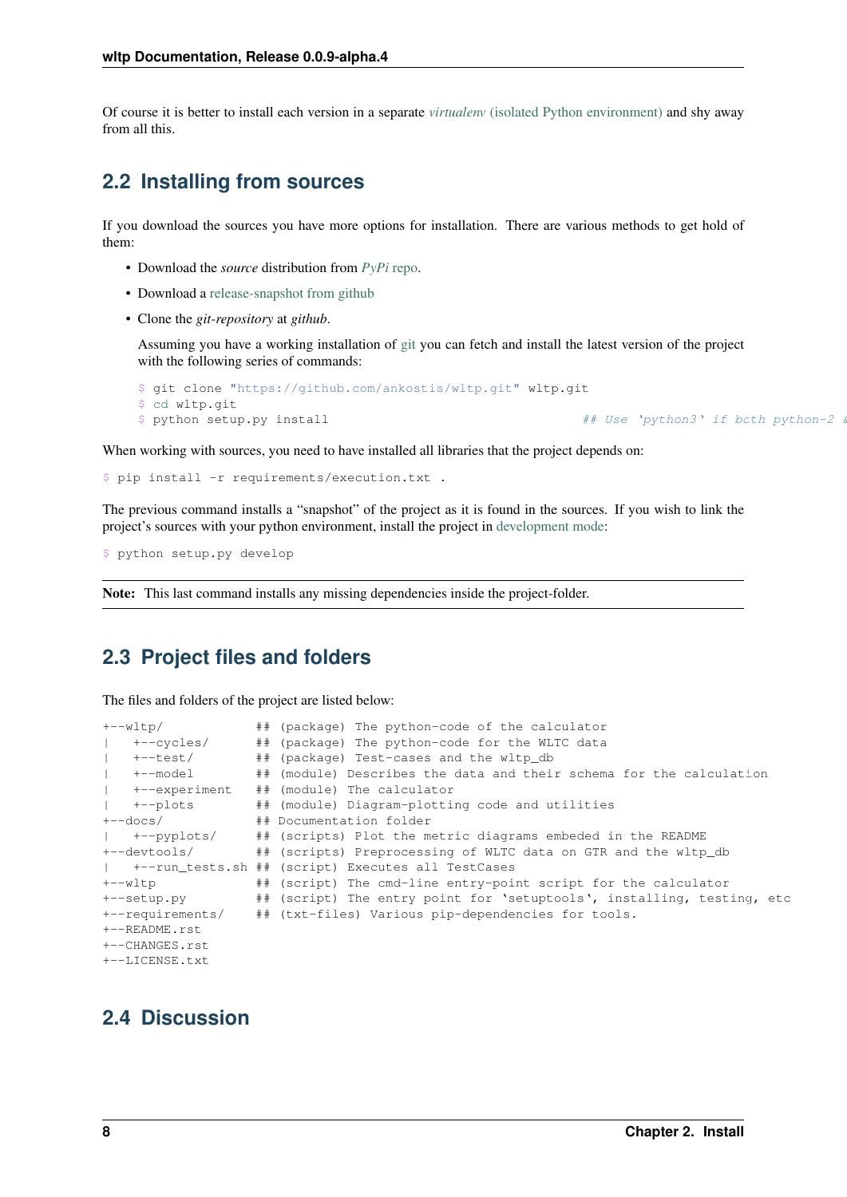Of course it is better to install each version in a separate *virtualenv* (isolated Python environment) and shy away from all this.

## 2.2 Installing from sources

If you download the sources you have more options for installation. There are various methods to get hold of them:

- Download the *source* distribution from *PyPi* repo.
- Download a release-snapshot from github
- Clone the *git-repository* at *github*.

  Assuming you have a working installation of git you can fetch and install the latest version of the project with the following series of commands:

  ```
  $ git clone "https://github.com/ankostis/wltp.git" wltp.git
  $ cd wltp.git
  $ python setup.py install                                ## Use `python3` if both python-2 &
  ```

When working with sources, you need to have installed all libraries that the project depends on:

```
$ pip install -r requirements/execution.txt .
```

The previous command installs a "snapshot" of the project as it is found in the sources. If you wish to link the project's sources with your python environment, install the project in development mode:

```
$ python setup.py develop
```

**Note:** This last command installs any missing dependencies inside the project-folder.

## 2.3 Project files and folders

The files and folders of the project are listed below:

```
+--wltp/            ## (package) The python-code of the calculator
|   +--cycles/      ## (package) The python-code for the WLTC data
|   +--test/        ## (package) Test-cases and the wltp_db
|   +--model        ## (module) Describes the data and their schema for the calculation
|   +--experiment   ## (module) The calculator
|   +--plots        ## (module) Diagram-plotting code and utilities
+--docs/            ## Documentation folder
|   +--pyplots/     ## (scripts) Plot the metric diagrams embeded in the README
+--devtools/        ## (scripts) Preprocessing of WLTC data on GTR and the wltp_db
|   +--run_tests.sh ## (script) Executes all TestCases
+--wltp             ## (script) The cmd-line entry-point script for the calculator
+--setup.py         ## (script) The entry point for `setuptools`, installing, testing, etc
+--requirements/    ## (txt-files) Various pip-dependencies for tools.
+--README.rst
+--CHANGES.rst
+--LICENSE.txt
```

## 2.4 Discussion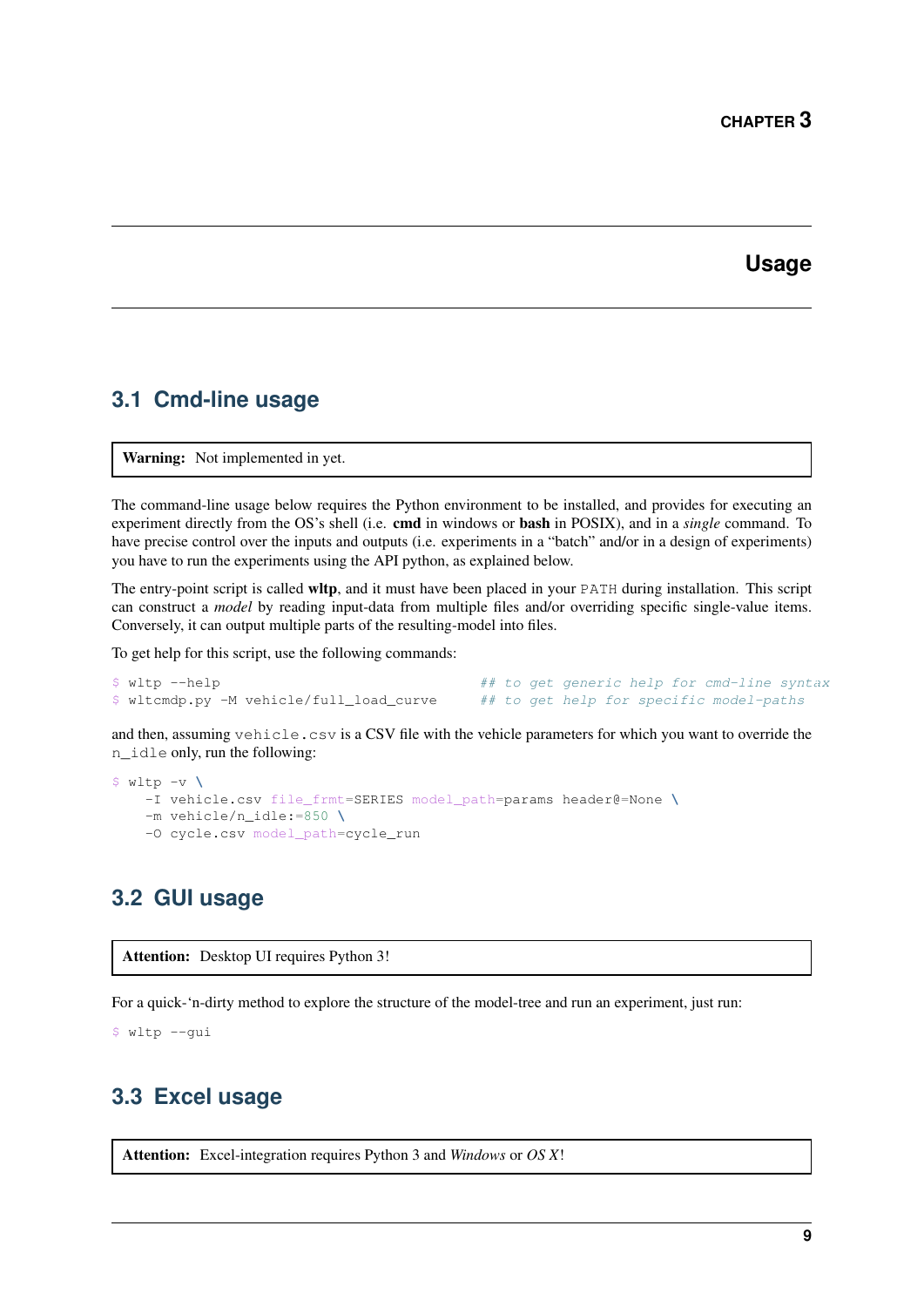# CHAPTER 3

# Usage

## 3.1 Cmd-line usage

> **Warning:** Not implemented in yet.

The command-line usage below requires the Python environment to be installed, and provides for executing an experiment directly from the OS's shell (i.e. **cmd** in windows or **bash** in POSIX), and in a *single* command. To have precise control over the inputs and outputs (i.e. experiments in a "batch" and/or in a design of experiments) you have to run the experiments using the API python, as explained below.

The entry-point script is called **wltp**, and it must have been placed in your `PATH` during installation. This script can construct a *model* by reading input-data from multiple files and/or overriding specific single-value items. Conversely, it can output multiple parts of the resulting-model into files.

To get help for this script, use the following commands:

```
$ wltp --help                               ## to get generic help for cmd-line syntax
$ wltcmdp.py -M vehicle/full_load_curve     ## to get help for specific model-paths
```

and then, assuming `vehicle.csv` is a CSV file with the vehicle parameters for which you want to override the `n_idle` only, run the following:

```
$ wltp -v \
    -I vehicle.csv file_frmt=SERIES model_path=params header@=None \
    -m vehicle/n_idle:=850 \
    -O cycle.csv model_path=cycle_run
```

## 3.2 GUI usage

> **Attention:** Desktop UI requires Python 3!

For a quick-'n-dirty method to explore the structure of the model-tree and run an experiment, just run:

```
$ wltp --gui
```

## 3.3 Excel usage

> **Attention:** Excel-integration requires Python 3 and *Windows* or *OS X*!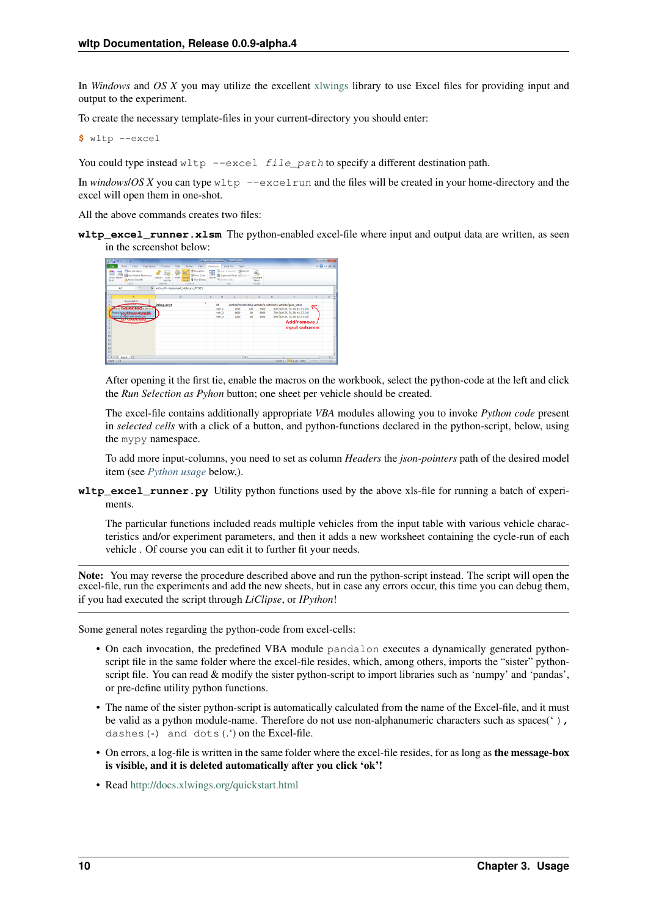In *Windows* and *OS X* you may utilize the excellent xlwings library to use Excel files for providing input and output to the experiment.

To create the necessary template-files in your current-directory you should enter:

```
$ wltp --excel
```

You could type instead `wltp --excel file_path` to specify a different destination path.

In *windows*/*OS X* you can type `wltp --excelrun` and the files will be created in your home-directory and the excel will open them in one-shot.

All the above commands creates two files:

**wltp_excel_runner.xlsm** The python-enabled excel-file where input and output data are written, as seen in the screenshot below:

After opening it the first tie, enable the macros on the workbook, select the python-code at the left and click the *Run Selection as Pyhon* button; one sheet per vehicle should be created.

The excel-file contains additionally appropriate *VBA* modules allowing you to invoke *Python code* present in *selected cells* with a click of a button, and python-functions declared in the python-script, below, using the `mypy` namespace.

To add more input-columns, you need to set as column *Headers* the *json-pointers* path of the desired model item (see Python usage below,).

**wltp_excel_runner.py** Utility python functions used by the above xls-file for running a batch of experiments.

The particular functions included reads multiple vehicles from the input table with various vehicle characteristics and/or experiment parameters, and then it adds a new worksheet containing the cycle-run of each vehicle . Of course you can edit it to further fit your needs.

**Note:** You may reverse the procedure described above and run the python-script instead. The script will open the excel-file, run the experiments and add the new sheets, but in case any errors occur, this time you can debug them, if you had executed the script through *LiClipse*, or *IPython*!

Some general notes regarding the python-code from excel-cells:

- On each invocation, the predefined VBA module `pandalon` executes a dynamically generated python-script file in the same folder where the excel-file resides, which, among others, imports the "sister" python-script file. You can read & modify the sister python-script to import libraries such as 'numpy' and 'pandas', or pre-define utility python functions.
- The name of the sister python-script is automatically calculated from the name of the Excel-file, and it must be valid as a python module-name. Therefore do not use non-alphanumeric characters such as spaces(`' '`), `dashes(-) and dots(.`) on the Excel-file.
- On errors, a log-file is written in the same folder where the excel-file resides, for as long as **the message-box is visible, and it is deleted automatically after you click 'ok'!**
- Read http://docs.xlwings.org/quickstart.html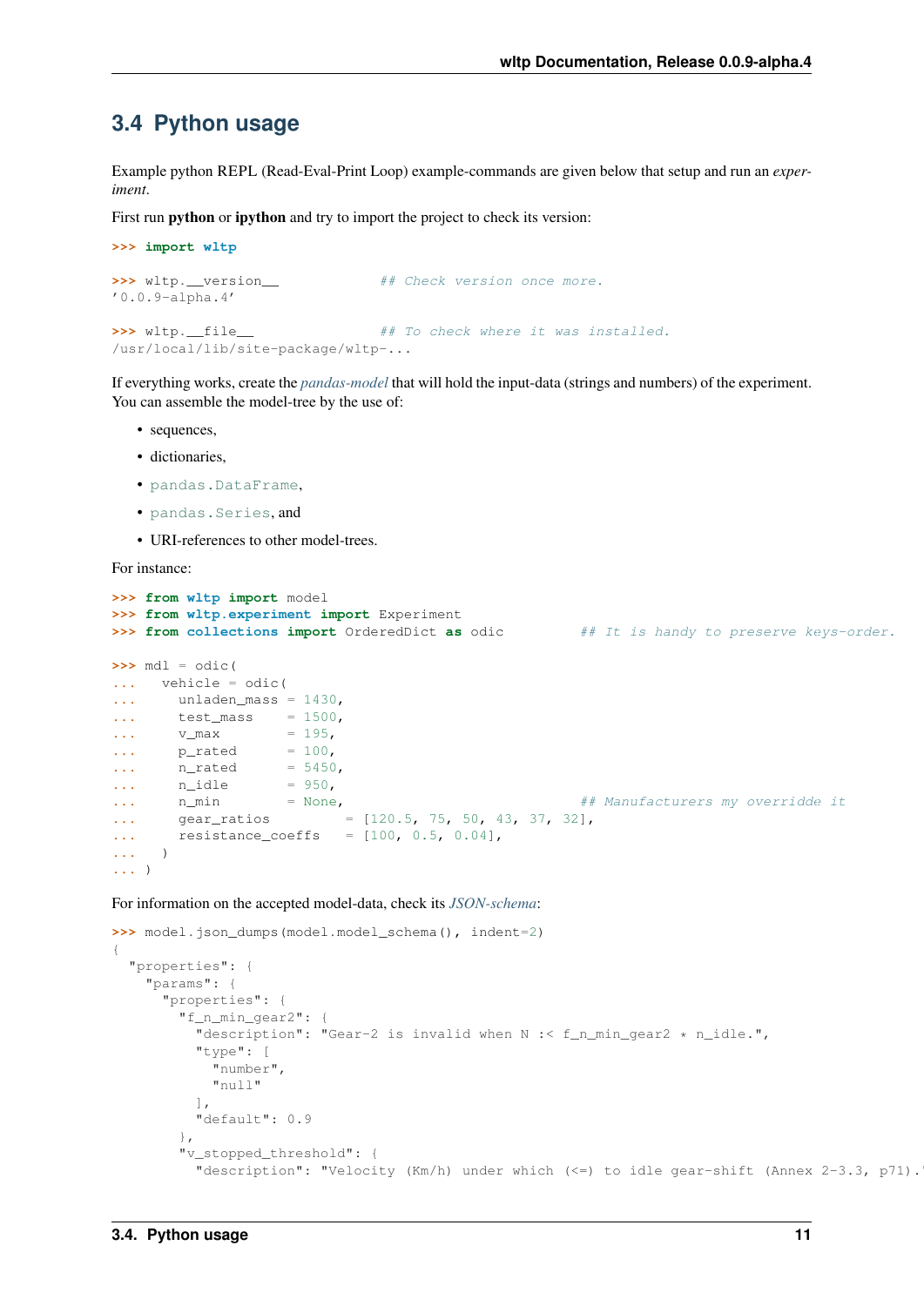## 3.4 Python usage

Example python REPL (Read-Eval-Print Loop) example-commands are given below that setup and run an *experiment*.

First run **python** or **ipython** and try to import the project to check its version:

```
>>> import wltp

>>> wltp.__version__            ## Check version once more.
'0.0.9-alpha.4'

>>> wltp.__file__               ## To check where it was installed.
/usr/local/lib/site-package/wltp-...
```

If everything works, create the *pandas-model* that will hold the input-data (strings and numbers) of the experiment. You can assemble the model-tree by the use of:

- sequences,
- dictionaries,
- `pandas.DataFrame`,
- `pandas.Series`, and
- URI-references to other model-trees.

For instance:

```
>>> from wltp import model
>>> from wltp.experiment import Experiment
>>> from collections import OrderedDict as odic         ## It is handy to preserve keys-order.

>>> mdl = odic(
...   vehicle = odic(
...     unladen_mass = 1430,
...     test_mass    = 1500,
...     v_max        = 195,
...     p_rated      = 100,
...     n_rated      = 5450,
...     n_idle       = 950,
...     n_min        = None,                            ## Manufacturers my overridde it
...     gear_ratios         = [120.5, 75, 50, 43, 37, 32],
...     resistance_coeffs   = [100, 0.5, 0.04],
...   )
... )
```

For information on the accepted model-data, check its *JSON-schema*:

```
>>> model.json_dumps(model.model_schema(), indent=2)
{
  "properties": {
    "params": {
      "properties": {
        "f_n_min_gear2": {
          "description": "Gear-2 is invalid when N :< f_n_min_gear2 * n_idle.",
          "type": [
            "number",
            "null"
          ],
          "default": 0.9
        },
        "v_stopped_threshold": {
          "description": "Velocity (Km/h) under which (<=) to idle gear-shift (Annex 2-3.3, p71).
```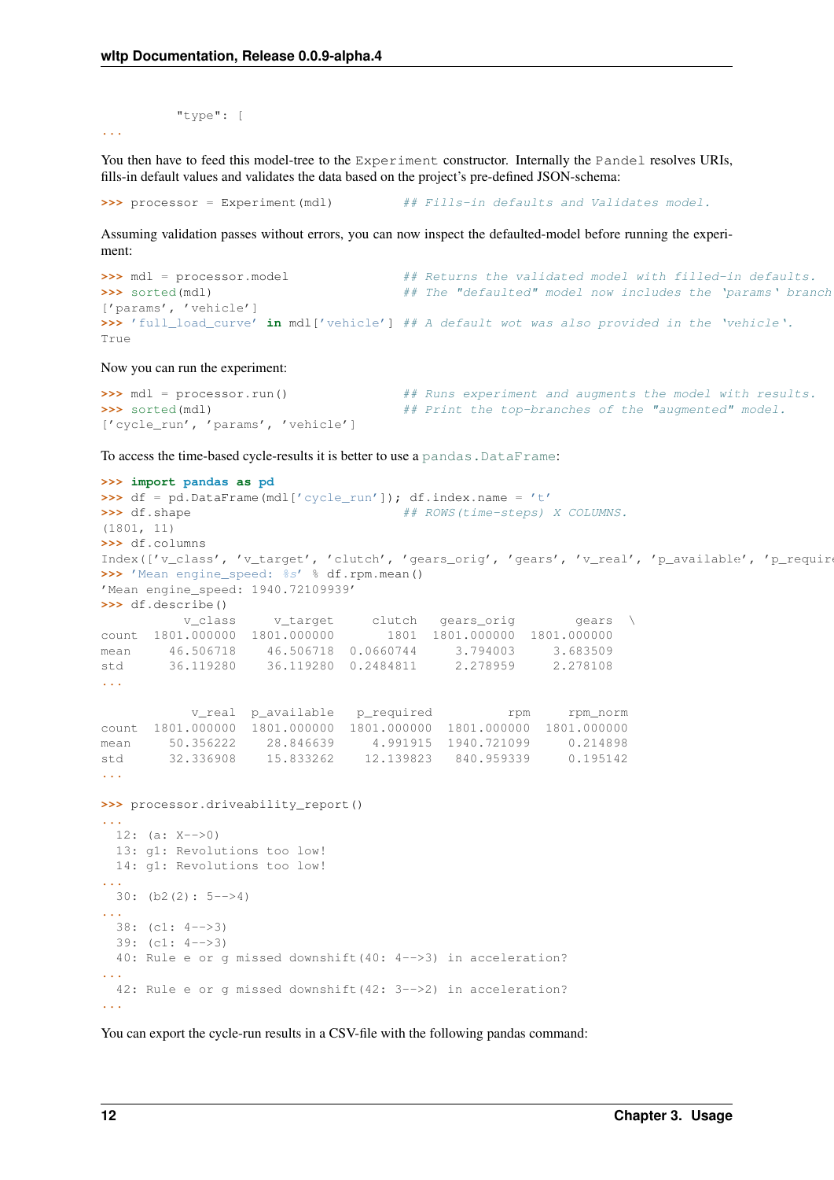```
          "type": [
...
```

You then have to feed this model-tree to the `Experiment` constructor. Internally the `Pandel` resolves URIs, fills-in default values and validates the data based on the project's pre-defined JSON-schema:

```
>>> processor = Experiment(mdl)         ## Fills-in defaults and Validates model.
```

Assuming validation passes without errors, you can now inspect the defaulted-model before running the experiment:

```
>>> mdl = processor.model               ## Returns the validated model with filled-in defaults.
>>> sorted(mdl)                         ## The "defaulted" model now includes the 'params' branch
['params', 'vehicle']
>>> 'full_load_curve' in mdl['vehicle'] ## A default wot was also provided in the 'vehicle'.
True
```

Now you can run the experiment:

```
>>> mdl = processor.run()               ## Runs experiment and augments the model with results.
>>> sorted(mdl)                         ## Print the top-branches of the "augmented" model.
['cycle_run', 'params', 'vehicle']
```

To access the time-based cycle-results it is better to use a `pandas.DataFrame`:

```
>>> import pandas as pd
>>> df = pd.DataFrame(mdl['cycle_run']); df.index.name = 't'
>>> df.shape                            ## ROWS(time-steps) X COLUMNS.
(1801, 11)
>>> df.columns
Index(['v_class', 'v_target', 'clutch', 'gears_orig', 'gears', 'v_real', 'p_available', 'p_require
>>> 'Mean engine_speed: %s' % df.rpm.mean()
'Mean engine_speed: 1940.72109939'
>>> df.describe()
           v_class     v_target     clutch   gears_orig        gears  \
count  1801.000000  1801.000000       1801  1801.000000  1801.000000
mean     46.506718    46.506718  0.0660744     3.794003     3.683509
std      36.119280    36.119280  0.2484811     2.278959     2.278108
...

            v_real  p_available   p_required          rpm     rpm_norm
count  1801.000000  1801.000000  1801.000000  1801.000000  1801.000000
mean     50.356222    28.846639     4.991915  1940.721099     0.214898
std      32.336908    15.833262    12.139823   840.959339     0.195142
...

>>> processor.driveability_report()
...
  12: (a: X-->0)
  13: g1: Revolutions too low!
  14: g1: Revolutions too low!
...
  30: (b2(2): 5-->4)
...
  38: (c1: 4-->3)
  39: (c1: 4-->3)
  40: Rule e or g missed downshift(40: 4-->3) in acceleration?
...
  42: Rule e or g missed downshift(42: 3-->2) in acceleration?
...
```

You can export the cycle-run results in a CSV-file with the following pandas command: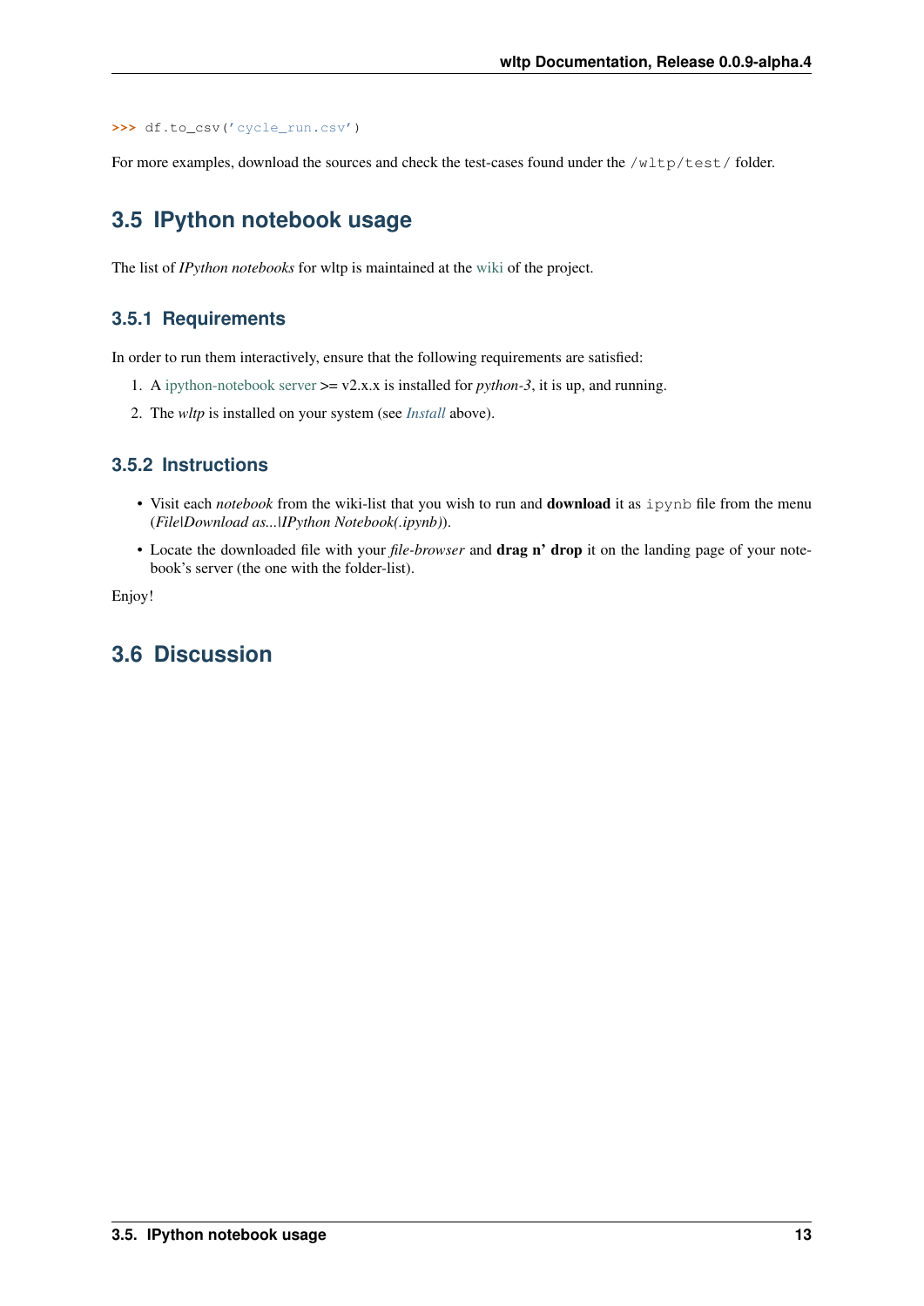```
>>> df.to_csv('cycle_run.csv')
```

For more examples, download the sources and check the test-cases found under the `/wltp/test/` folder.

## 3.5 IPython notebook usage

The list of *IPython notebooks* for wltp is maintained at the wiki of the project.

### 3.5.1 Requirements

In order to run them interactively, ensure that the following requirements are satisfied:

1. A ipython-notebook server >= v2.x.x is installed for *python-3*, it is up, and running.
2. The *wltp* is installed on your system (see *Install* above).

### 3.5.2 Instructions

- Visit each *notebook* from the wiki-list that you wish to run and **download** it as `ipynb` file from the menu (*File|Download as...|IPython Notebook(.ipynb)*).
- Locate the downloaded file with your *file-browser* and **drag n' drop** it on the landing page of your notebook's server (the one with the folder-list).

Enjoy!

## 3.6 Discussion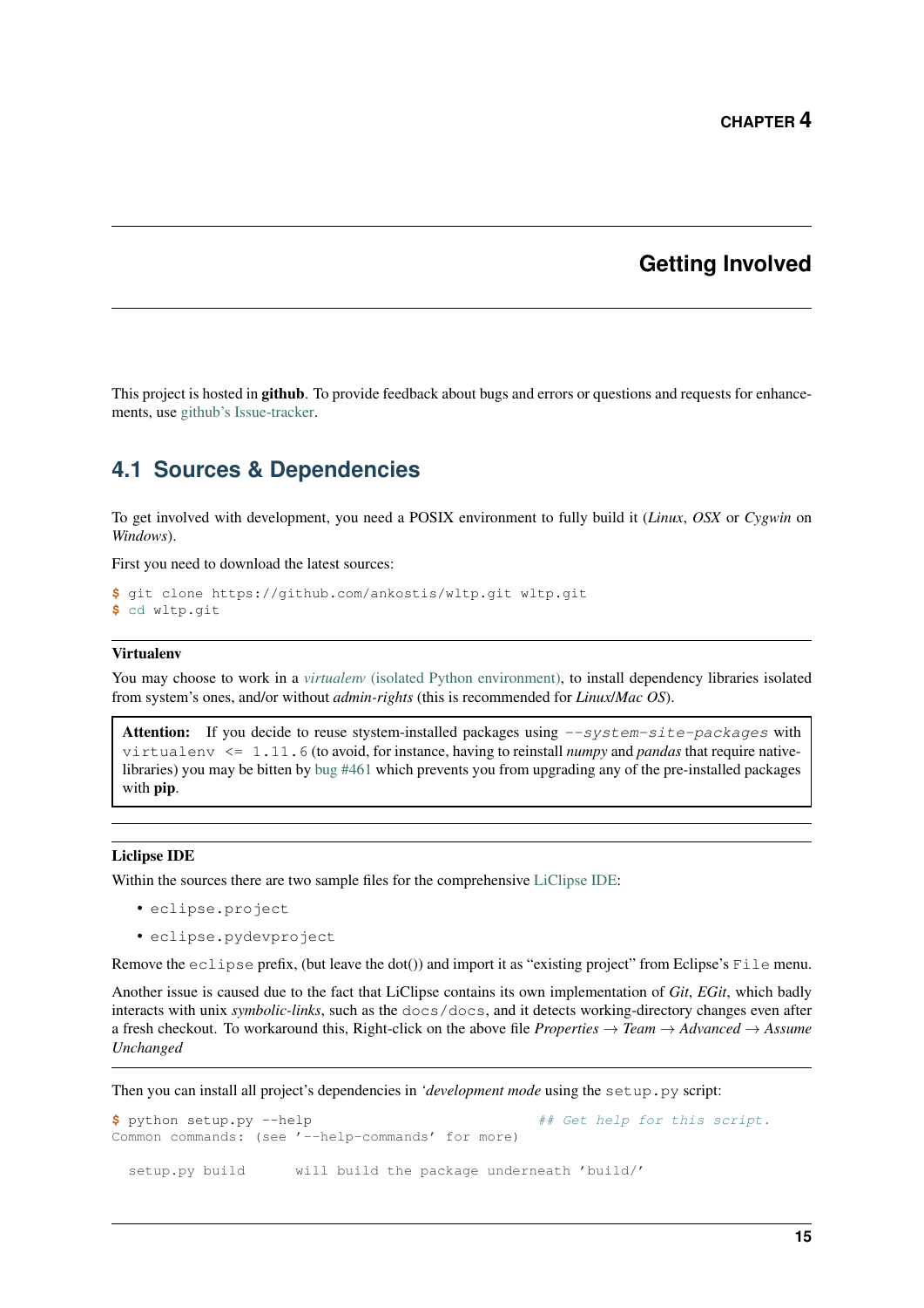# CHAPTER 4

# Getting Involved

This project is hosted in **github**. To provide feedback about bugs and errors or questions and requests for enhancements, use github's Issue-tracker.

## 4.1 Sources & Dependencies

To get involved with development, you need a POSIX environment to fully build it (*Linux*, *OSX* or *Cygwin* on *Windows*).

First you need to download the latest sources:

```
$ git clone https://github.com/ankostis/wltp.git wltp.git
$ cd wltp.git
```

**Virtualenv**

You may choose to work in a *virtualenv* (isolated Python environment), to install dependency libraries isolated from system's ones, and/or without *admin-rights* (this is recommended for *Linux*/*Mac OS*).

> **Attention:** If you decide to reuse system-installed packages using `--system-site-packages` with `virtualenv <= 1.11.6` (to avoid, for instance, having to reinstall *numpy* and *pandas* that require native-libraries) you may be bitten by bug #461 which prevents you from upgrading any of the pre-installed packages with **pip**.

**Liclipse IDE**

Within the sources there are two sample files for the comprehensive LiClipse IDE:

- `eclipse.project`
- `eclipse.pydevproject`

Remove the `eclipse` prefix, (but leave the dot()) and import it as "existing project" from Eclipse's `File` menu.

Another issue is caused due to the fact that LiClipse contains its own implementation of *Git*, *EGit*, which badly interacts with unix *symbolic-links*, such as the `docs/docs`, and it detects working-directory changes even after a fresh checkout. To workaround this, Right-click on the above file *Properties → Team → Advanced → Assume Unchanged*

Then you can install all project's dependencies in *'development mode* using the `setup.py` script:

```
$ python setup.py --help                           ## Get help for this script.
Common commands: (see '--help-commands' for more)

  setup.py build      will build the package underneath 'build/'
```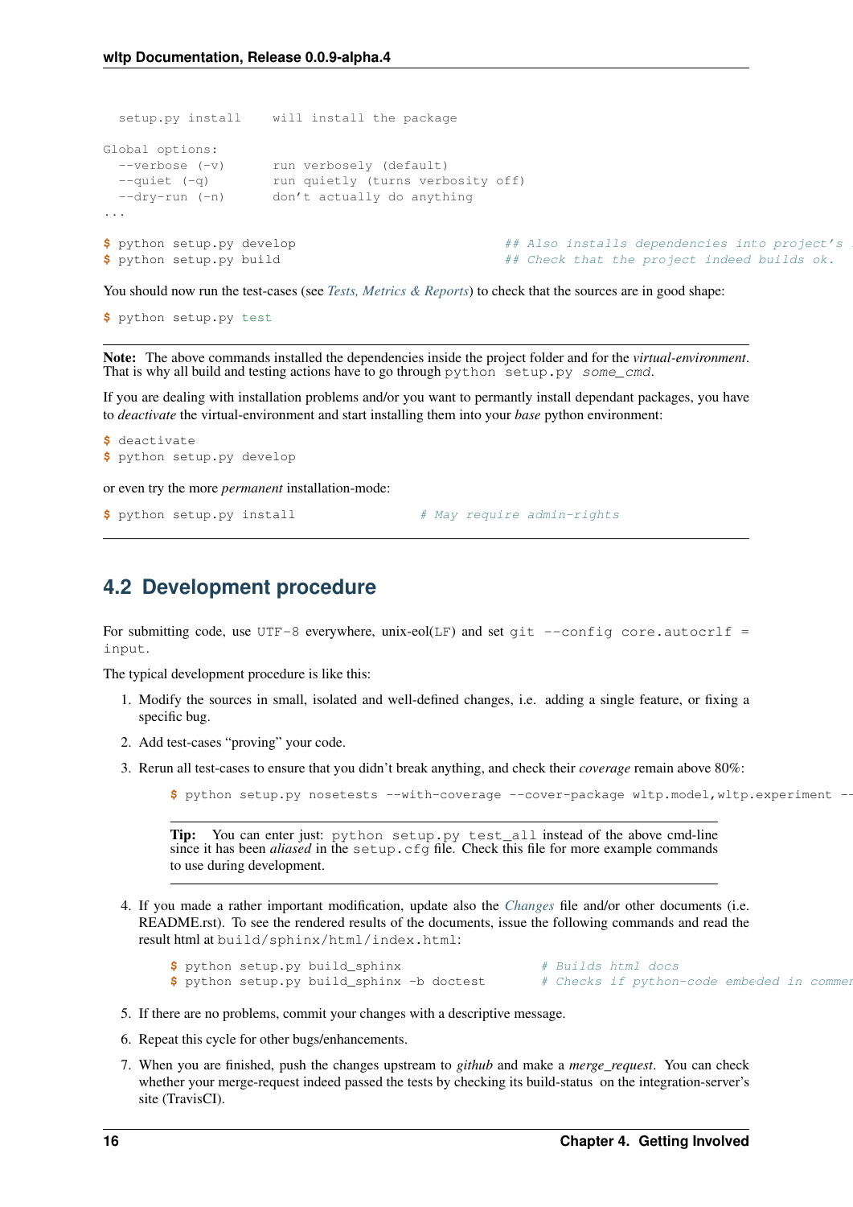```
  setup.py install    will install the package

Global options:
  --verbose (-v)      run verbosely (default)
  --quiet (-q)        run quietly (turns verbosity off)
  --dry-run (-n)      don't actually do anything
...

$ python setup.py develop                    ## Also installs dependencies into project's
$ python setup.py build                      ## Check that the project indeed builds ok.
```

You should now run the test-cases (see *Tests, Metrics & Reports*) to check that the sources are in good shape:

```
$ python setup.py test
```

---

**Note:** The above commands installed the dependencies inside the project folder and for the *virtual-environment*. That is why all build and testing actions have to go through `python setup.py some_cmd`.

If you are dealing with installation problems and/or you want to permantly install dependant packages, you have to *deactivate* the virtual-environment and start installing them into your *base* python environment:

```
$ deactivate
$ python setup.py develop
```

or even try the more *permanent* installation-mode:

```
$ python setup.py install                # May require admin-rights
```

---

## 4.2 Development procedure

For submitting code, use `UTF-8` everywhere, unix-eol(`LF`) and set `git --config core.autocrlf = input`.

The typical development procedure is like this:

1. Modify the sources in small, isolated and well-defined changes, i.e. adding a single feature, or fixing a specific bug.
2. Add test-cases "proving" your code.
3. Rerun all test-cases to ensure that you didn't break anything, and check their *coverage* remain above 80%:

   ```
   $ python setup.py nosetests --with-coverage --cover-package wltp.model,wltp.experiment --
   ```

   **Tip:** You can enter just: `python setup.py test_all` instead of the above cmd-line since it has been *aliased* in the `setup.cfg` file. Check this file for more example commands to use during development.

4. If you made a rather important modification, update also the *Changes* file and/or other documents (i.e. README.rst). To see the rendered results of the documents, issue the following commands and read the result html at `build/sphinx/html/index.html`:

   ```
   $ python setup.py build_sphinx                  # Builds html docs
   $ python setup.py build_sphinx -b doctest       # Checks if python-code embeded in commen
   ```

5. If there are no problems, commit your changes with a descriptive message.
6. Repeat this cycle for other bugs/enhancements.
7. When you are finished, push the changes upstream to *github* and make a *merge_request*. You can check whether your merge-request indeed passed the tests by checking its build-status on the integration-server's site (TravisCI).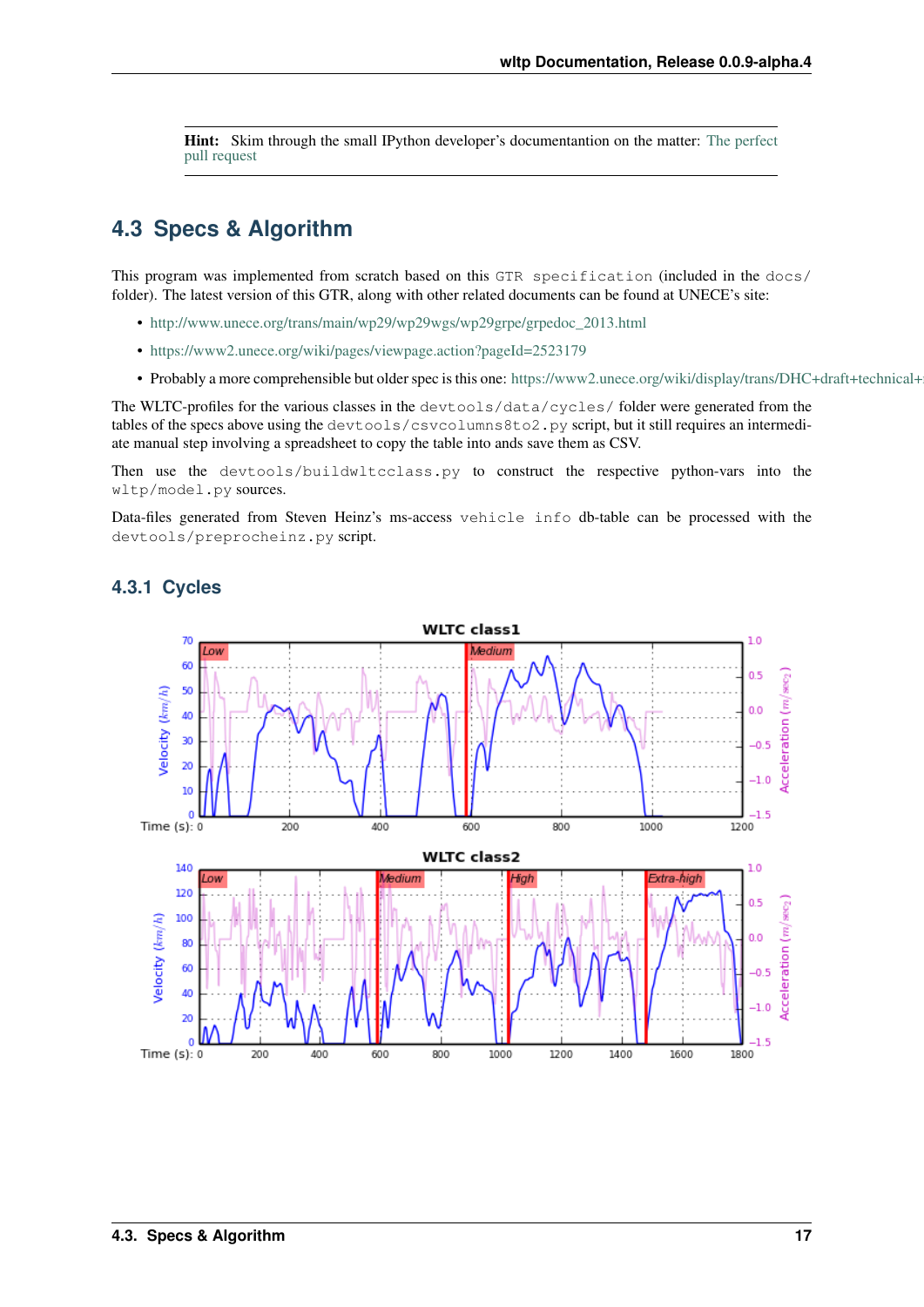**Hint:** Skim through the small IPython developer's documentantion on the matter: The perfect pull request

## 4.3 Specs & Algorithm

This program was implemented from scratch based on this `GTR specification` (included in the `docs/` folder). The latest version of this GTR, along with other related documents can be found at UNECE's site:

- http://www.unece.org/trans/main/wp29/wp29wgs/wp29grpe/grpedoc_2013.html
- https://www2.unece.org/wiki/pages/viewpage.action?pageId=2523179
- Probably a more comprehensible but older spec is this one: https://www2.unece.org/wiki/display/trans/DHC+draft+technical+

The WLTC-profiles for the various classes in the `devtools/data/cycles/` folder were generated from the tables of the specs above using the `devtools/csvcolumns8to2.py` script, but it still requires an intermediate manual step involving a spreadsheet to copy the table into ands save them as CSV.

Then use the `devtools/buildwltcclass.py` to construct the respective python-vars into the `wltp/model.py` sources.

Data-files generated from Steven Heinz's ms-access `vehicle info` db-table can be processed with the `devtools/preprocheinz.py` script.

### 4.3.1 Cycles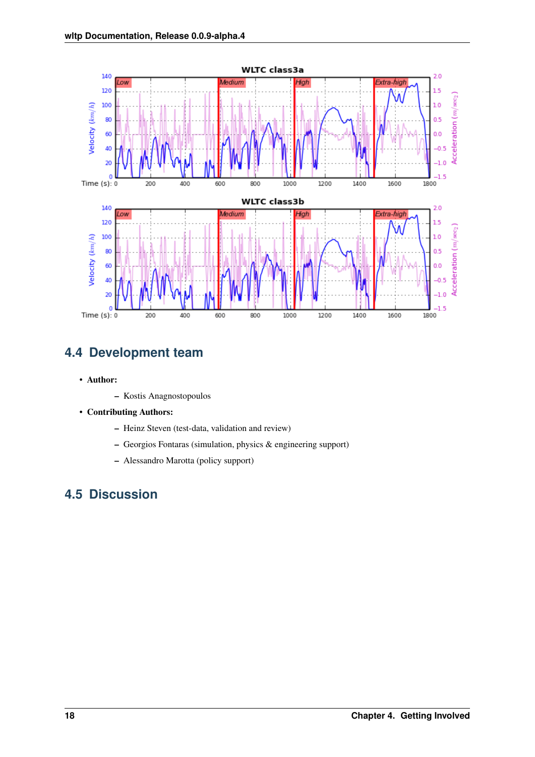## 4.4 Development team

- **Author:**
  - Kostis Anagnostopoulos
- **Contributing Authors:**
  - Heinz Steven (test-data, validation and review)
  - Georgios Fontaras (simulation, physics & engineering support)
  - Alessandro Marotta (policy support)

## 4.5 Discussion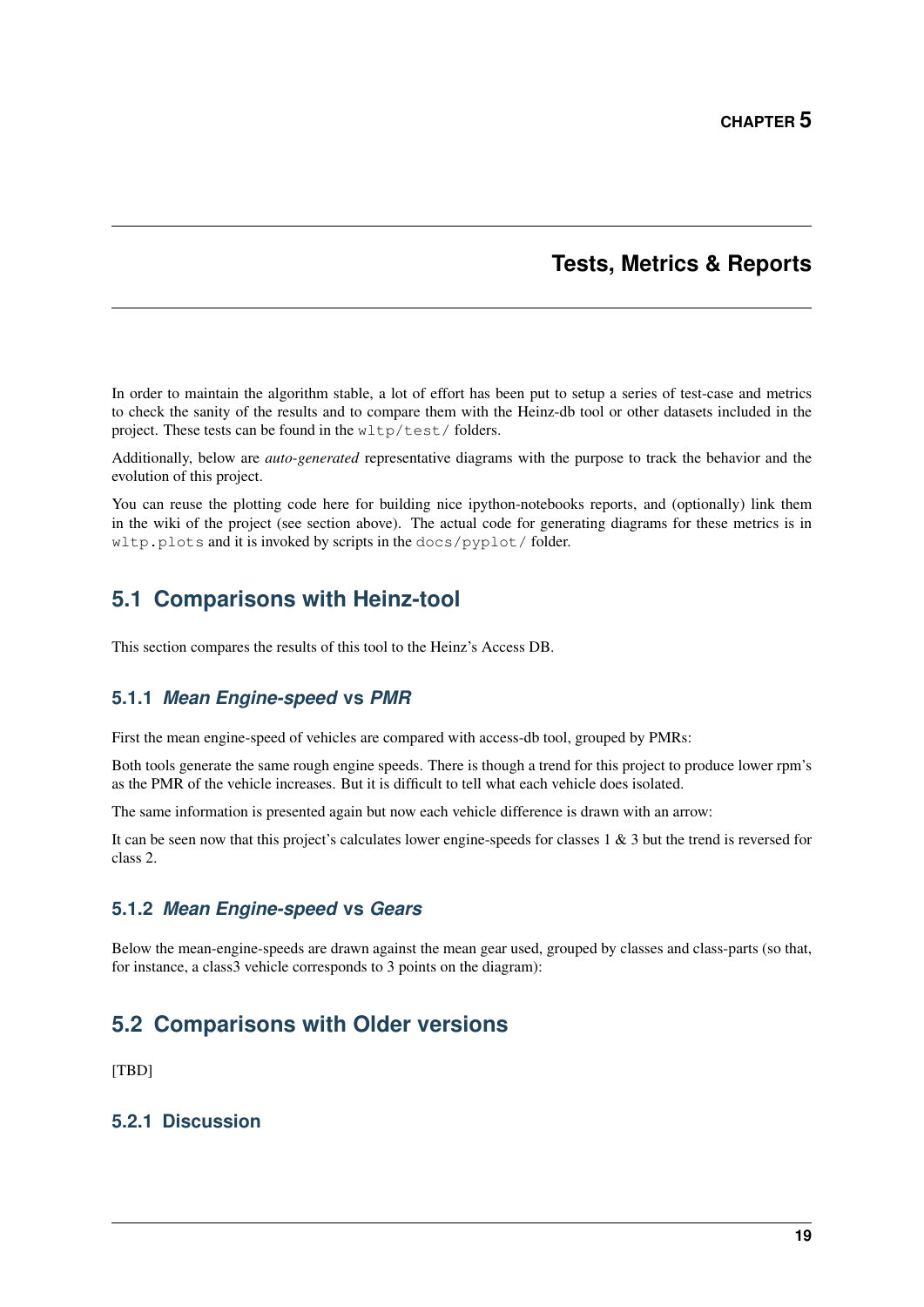# CHAPTER 5

# Tests, Metrics & Reports

In order to maintain the algorithm stable, a lot of effort has been put to setup a series of test-case and metrics to check the sanity of the results and to compare them with the Heinz-db tool or other datasets included in the project. These tests can be found in the `wltp/test/` folders.

Additionally, below are *auto-generated* representative diagrams with the purpose to track the behavior and the evolution of this project.

You can reuse the plotting code here for building nice ipython-notebooks reports, and (optionally) link them in the wiki of the project (see section above). The actual code for generating diagrams for these metrics is in `wltp.plots` and it is invoked by scripts in the `docs/pyplot/` folder.

## 5.1 Comparisons with Heinz-tool

This section compares the results of this tool to the Heinz's Access DB.

### 5.1.1 *Mean Engine-speed* vs *PMR*

First the mean engine-speed of vehicles are compared with access-db tool, grouped by PMRs:

Both tools generate the same rough engine speeds. There is though a trend for this project to produce lower rpm's as the PMR of the vehicle increases. But it is difficult to tell what each vehicle does isolated.

The same information is presented again but now each vehicle difference is drawn with an arrow:

It can be seen now that this project's calculates lower engine-speeds for classes 1 & 3 but the trend is reversed for class 2.

### 5.1.2 *Mean Engine-speed* vs *Gears*

Below the mean-engine-speeds are drawn against the mean gear used, grouped by classes and class-parts (so that, for instance, a class3 vehicle corresponds to 3 points on the diagram):

## 5.2 Comparisons with Older versions

[TBD]

### 5.2.1 Discussion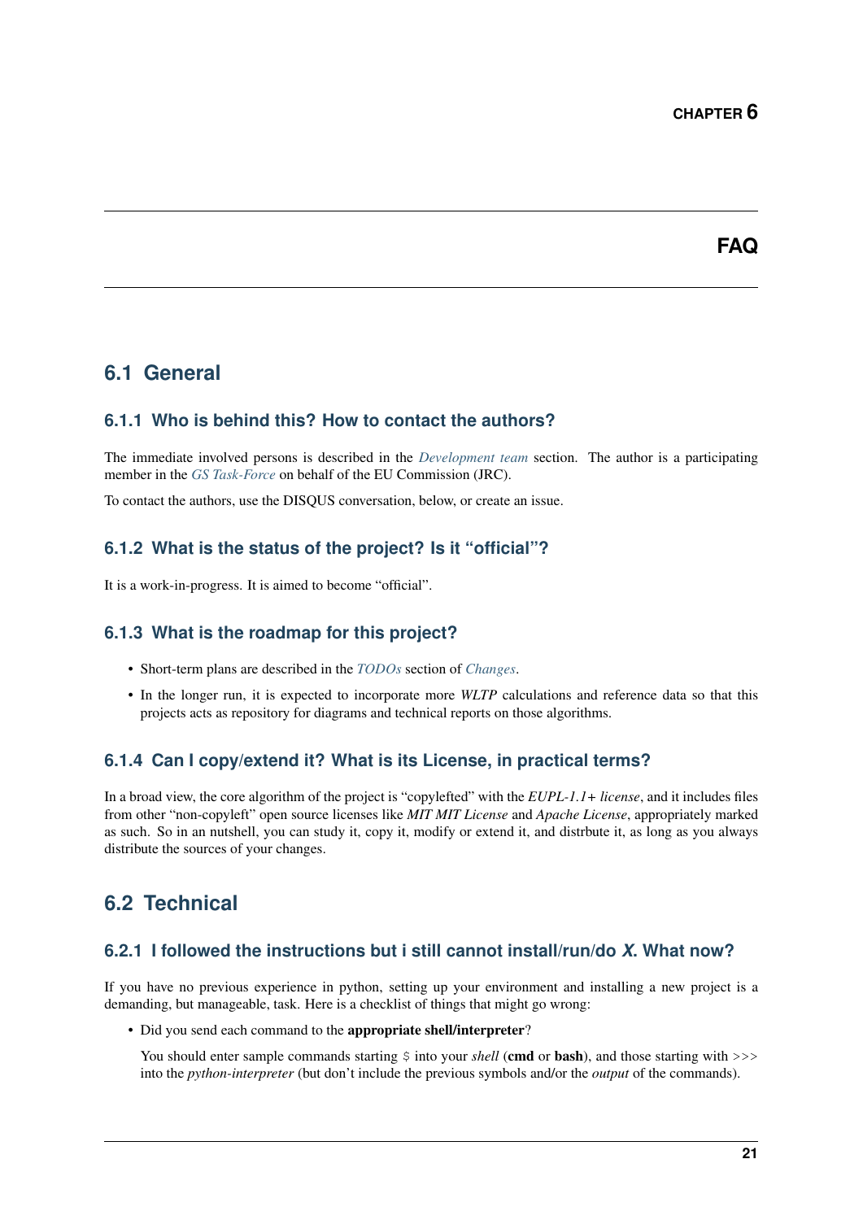# CHAPTER 6

# FAQ

## 6.1 General

### 6.1.1 Who is behind this? How to contact the authors?

The immediate involved persons is described in the *Development team* section. The author is a participating member in the *GS Task-Force* on behalf of the EU Commission (JRC).

To contact the authors, use the DISQUS conversation, below, or create an issue.

### 6.1.2 What is the status of the project? Is it "official"?

It is a work-in-progress. It is aimed to become "official".

### 6.1.3 What is the roadmap for this project?

- Short-term plans are described in the *TODOs* section of *Changes*.
- In the longer run, it is expected to incorporate more *WLTP* calculations and reference data so that this projects acts as repository for diagrams and technical reports on those algorithms.

### 6.1.4 Can I copy/extend it? What is its License, in practical terms?

In a broad view, the core algorithm of the project is "copylefted" with the *EUPL-1.1+ license*, and it includes files from other "non-copyleft" open source licenses like *MIT MIT License* and *Apache License*, appropriately marked as such. So in an nutshell, you can study it, copy it, modify or extend it, and distrbute it, as long as you always distribute the sources of your changes.

## 6.2 Technical

### 6.2.1 I followed the instructions but i still cannot install/run/do *X*. What now?

If you have no previous experience in python, setting up your environment and installing a new project is a demanding, but manageable, task. Here is a checklist of things that might go wrong:

- Did you send each command to the **appropriate shell/interpreter**?

  You should enter sample commands starting `$` into your *shell* (**cmd** or **bash**), and those starting with `>>>` into the *python-interpreter* (but don't include the previous symbols and/or the *output* of the commands).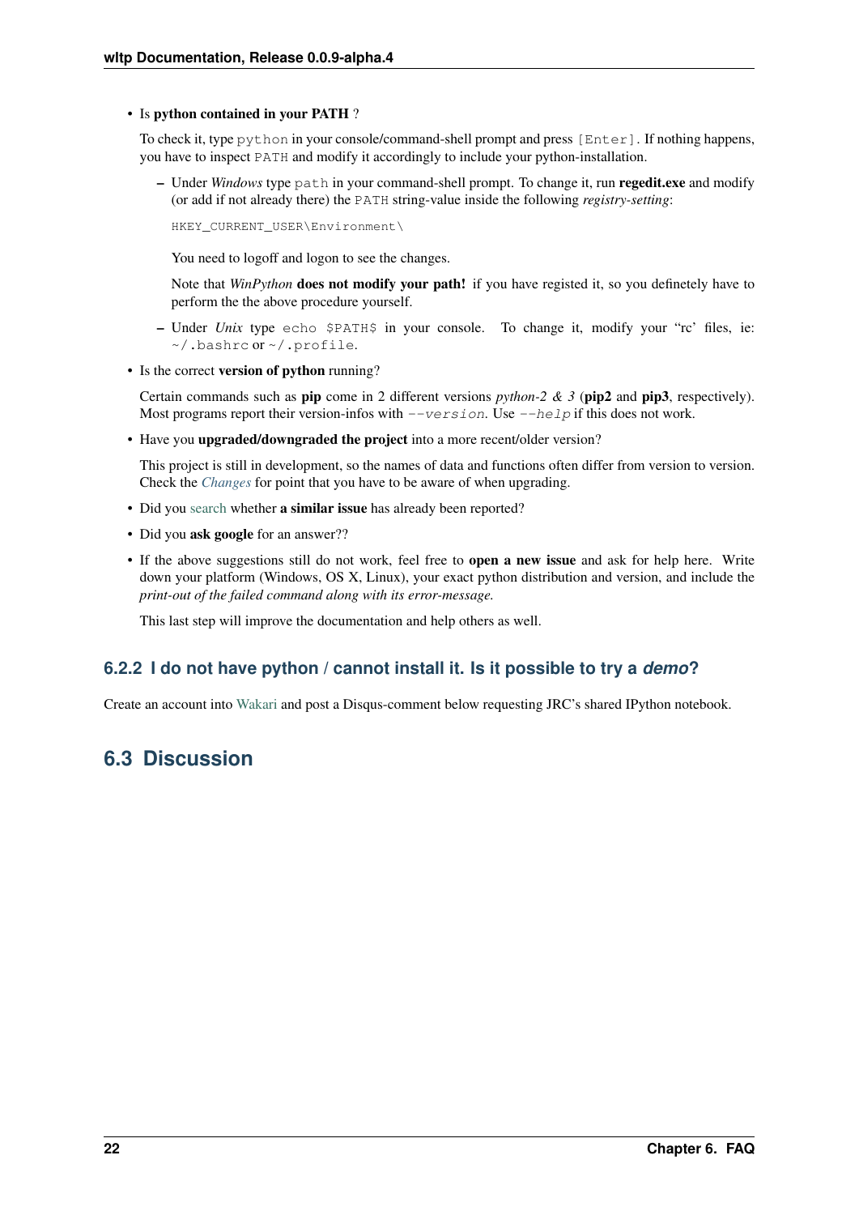- Is **python contained in your PATH** ?

  To check it, type `python` in your console/command-shell prompt and press `[Enter]`. If nothing happens, you have to inspect `PATH` and modify it accordingly to include your python-installation.

  – Under *Windows* type `path` in your command-shell prompt. To change it, run **regedit.exe** and modify (or add if not already there) the `PATH` string-value inside the following *registry-setting*:

  ```
  HKEY_CURRENT_USER\Environment\
  ```

  You need to logoff and logon to see the changes.

  Note that *WinPython* **does not modify your path!** if you have registed it, so you definetely have to perform the the above procedure yourself.

  – Under *Unix* type `echo $PATH$` in your console. To change it, modify your "rc' files, ie: `~/.bashrc` or `~/.profile`.

- Is the correct **version of python** running?

  Certain commands such as **pip** come in 2 different versions *python-2 & 3* (**pip2** and **pip3**, respectively). Most programs report their version-infos with *--version*. Use *--help* if this does not work.

- Have you **upgraded/downgraded the project** into a more recent/older version?

  This project is still in development, so the names of data and functions often differ from version to version. Check the *Changes* for point that you have to be aware of when upgrading.

- Did you search whether **a similar issue** has already been reported?

- Did you **ask google** for an answer??

- If the above suggestions still do not work, feel free to **open a new issue** and ask for help here. Write down your platform (Windows, OS X, Linux), your exact python distribution and version, and include the *print-out of the failed command along with its error-message.*

  This last step will improve the documentation and help others as well.

### 6.2.2 I do not have python / cannot install it. Is it possible to try a *demo*?

Create an account into Wakari and post a Disqus-comment below requesting JRC's shared IPython notebook.

## 6.3 Discussion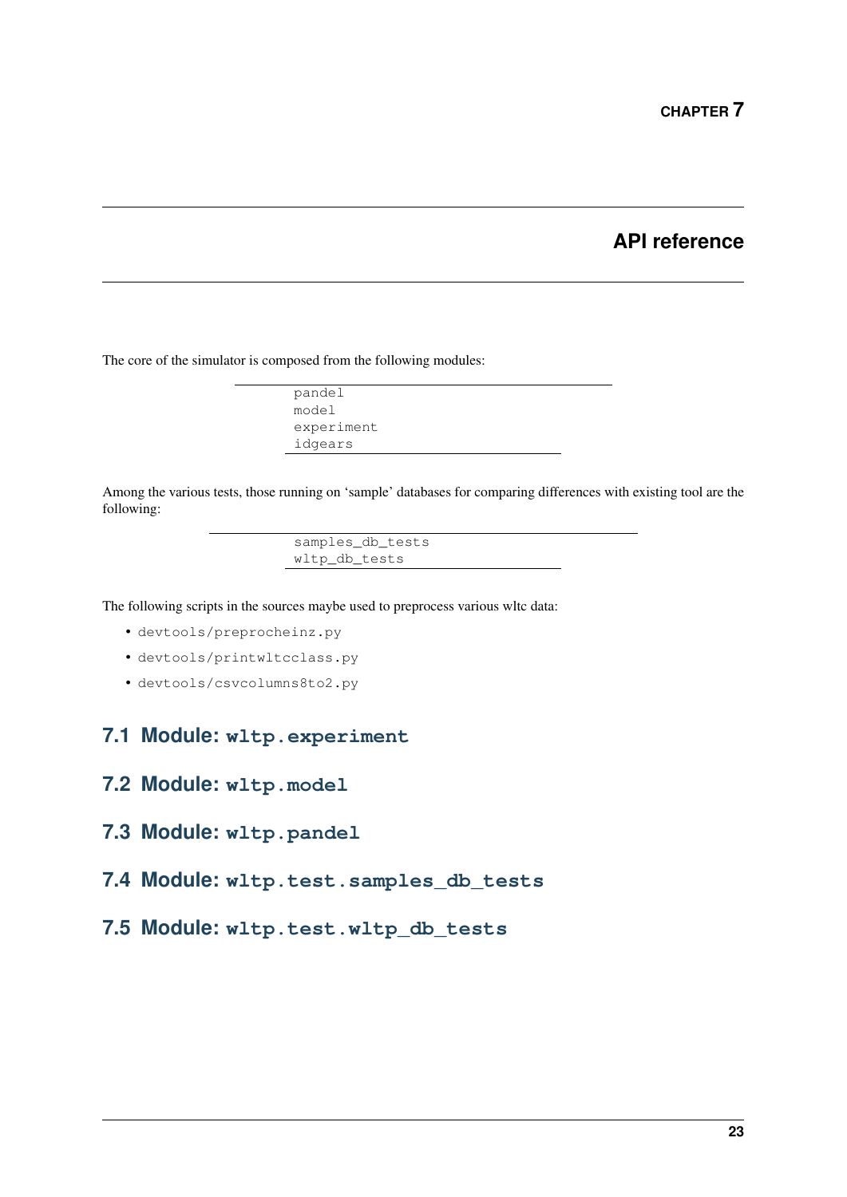# CHAPTER 7

# API reference

The core of the simulator is composed from the following modules:

| |
|---|
| `pandel` |
| `model` |
| `experiment` |
| `idgears` |

Among the various tests, those running on 'sample' databases for comparing differences with existing tool are the following:

| |
|---|
| `samples_db_tests` |
| `wltp_db_tests` |

The following scripts in the sources maybe used to preprocess various wltc data:

- `devtools/preprocheinz.py`
- `devtools/printwltcclass.py`
- `devtools/csvcolumns8to2.py`

## 7.1 Module: `wltp.experiment`

## 7.2 Module: `wltp.model`

## 7.3 Module: `wltp.pandel`

## 7.4 Module: `wltp.test.samples_db_tests`

## 7.5 Module: `wltp.test.wltp_db_tests`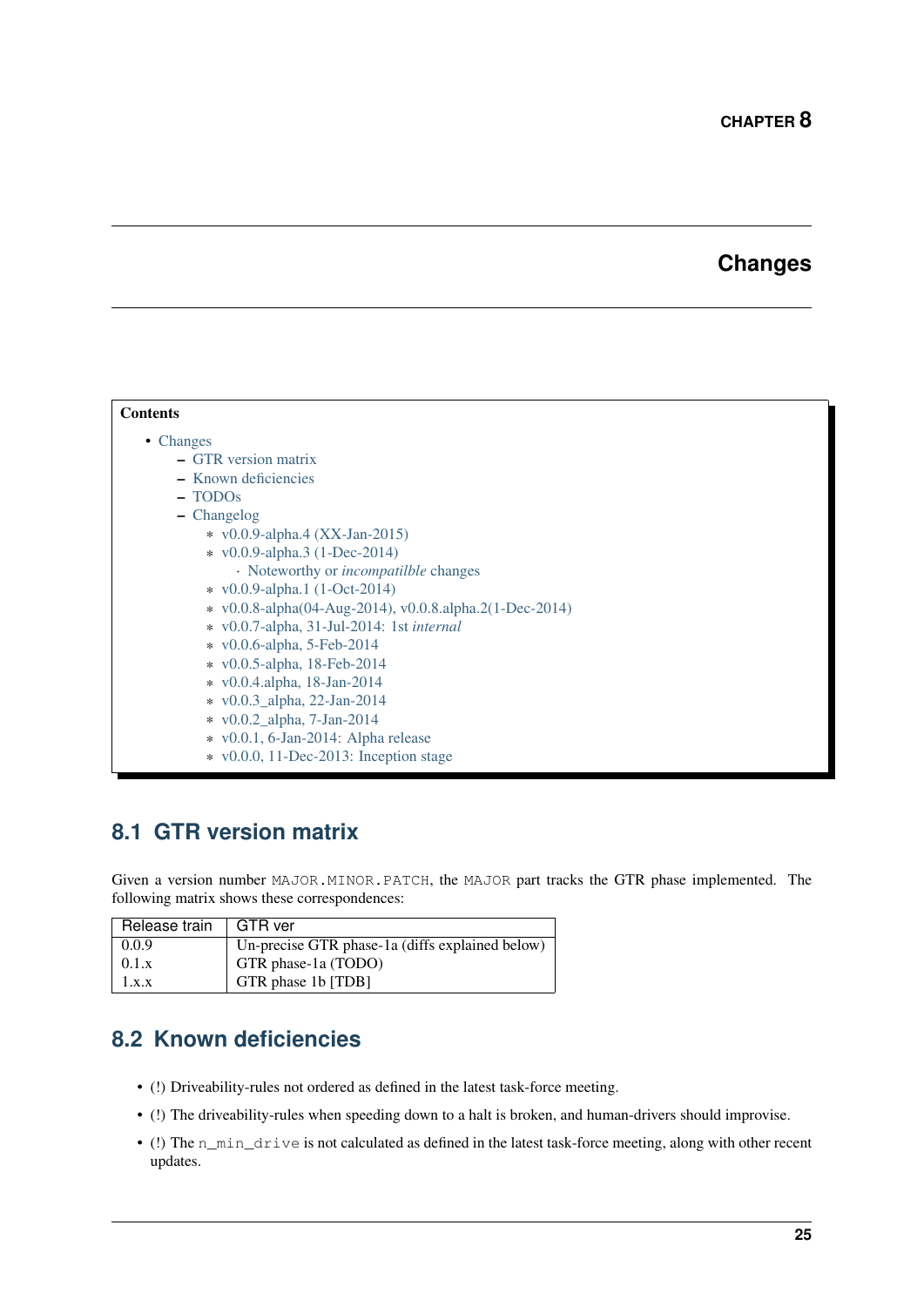# CHAPTER 8

# Changes

**Contents**

- Changes
  - GTR version matrix
  - Known deficiencies
  - TODOs
  - Changelog
    - v0.0.9-alpha.4 (XX-Jan-2015)
    - v0.0.9-alpha.3 (1-Dec-2014)
      - Noteworthy or *incompatilble* changes
    - v0.0.9-alpha.1 (1-Oct-2014)
    - v0.0.8-alpha(04-Aug-2014), v0.0.8.alpha.2(1-Dec-2014)
    - v0.0.7-alpha, 31-Jul-2014: 1st *internal*
    - v0.0.6-alpha, 5-Feb-2014
    - v0.0.5-alpha, 18-Feb-2014
    - v0.0.4.alpha, 18-Jan-2014
    - v0.0.3_alpha, 22-Jan-2014
    - v0.0.2_alpha, 7-Jan-2014
    - v0.0.1, 6-Jan-2014: Alpha release
    - v0.0.0, 11-Dec-2013: Inception stage

## 8.1 GTR version matrix

Given a version number `MAJOR.MINOR.PATCH`, the `MAJOR` part tracks the GTR phase implemented. The following matrix shows these correspondences:

| Release train | GTR ver |
|---|---|
| 0.0.9 | Un-precise GTR phase-1a (diffs explained below) |
| 0.1.x | GTR phase-1a (TODO) |
| 1.x.x | GTR phase 1b [TDB] |

## 8.2 Known deficiencies

- (!) Driveability-rules not ordered as defined in the latest task-force meeting.
- (!) The driveability-rules when speeding down to a halt is broken, and human-drivers should improvise.
- (!) The `n_min_drive` is not calculated as defined in the latest task-force meeting, along with other recent updates.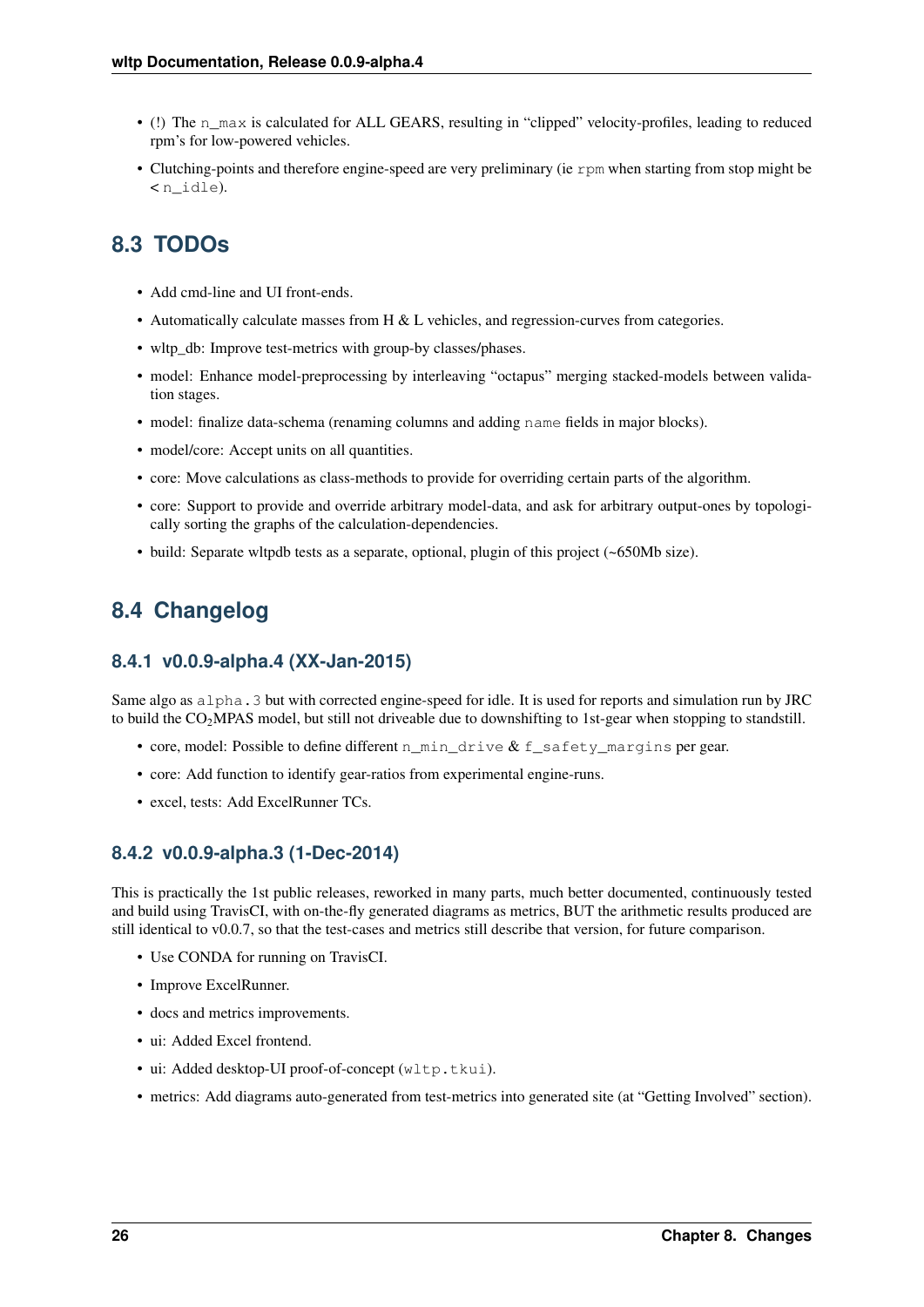- (!) The `n_max` is calculated for ALL GEARS, resulting in "clipped" velocity-profiles, leading to reduced rpm's for low-powered vehicles.
- Clutching-points and therefore engine-speed are very preliminary (ie `rpm` when starting from stop might be < `n_idle`).

## 8.3 TODOs

- Add cmd-line and UI front-ends.
- Automatically calculate masses from H & L vehicles, and regression-curves from categories.
- wltp_db: Improve test-metrics with group-by classes/phases.
- model: Enhance model-preprocessing by interleaving "octapus" merging stacked-models between validation stages.
- model: finalize data-schema (renaming columns and adding `name` fields in major blocks).
- model/core: Accept units on all quantities.
- core: Move calculations as class-methods to provide for overriding certain parts of the algorithm.
- core: Support to provide and override arbitrary model-data, and ask for arbitrary output-ones by topologically sorting the graphs of the calculation-dependencies.
- build: Separate wltpdb tests as a separate, optional, plugin of this project (~650Mb size).

## 8.4 Changelog

### 8.4.1 v0.0.9-alpha.4 (XX-Jan-2015)

Same algo as `alpha.3` but with corrected engine-speed for idle. It is used for reports and simulation run by JRC to build the $CO_2$MPAS model, but still not driveable due to downshifting to 1st-gear when stopping to standstill.

- core, model: Possible to define different `n_min_drive` & `f_safety_margins` per gear.
- core: Add function to identify gear-ratios from experimental engine-runs.
- excel, tests: Add ExcelRunner TCs.

### 8.4.2 v0.0.9-alpha.3 (1-Dec-2014)

This is practically the 1st public releases, reworked in many parts, much better documented, continuously tested and build using TravisCI, with on-the-fly generated diagrams as metrics, BUT the arithmetic results produced are still identical to v0.0.7, so that the test-cases and metrics still describe that version, for future comparison.

- Use CONDA for running on TravisCI.
- Improve ExcelRunner.
- docs and metrics improvements.
- ui: Added Excel frontend.
- ui: Added desktop-UI proof-of-concept (`wltp.tkui`).
- metrics: Add diagrams auto-generated from test-metrics into generated site (at "Getting Involved" section).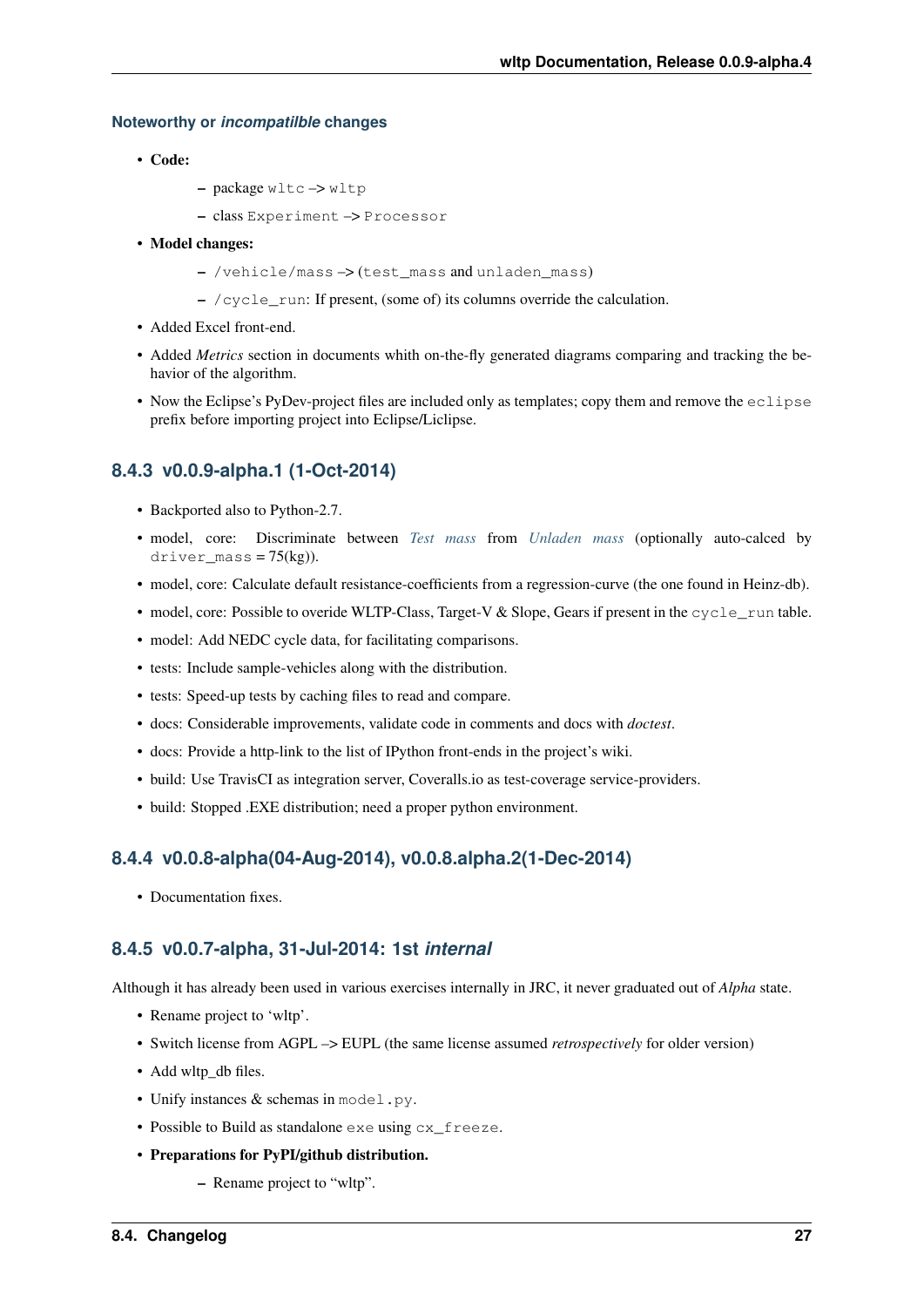#### Noteworthy or *incompatilble* changes

- **Code:**
  - package `wltc` –> `wltp`
  - class `Experiment` –> `Processor`
- **Model changes:**
  - `/vehicle/mass` –> (`test_mass` and `unladen_mass`)
  - `/cycle_run`: If present, (some of) its columns override the calculation.
- Added Excel front-end.
- Added *Metrics* section in documents whith on-the-fly generated diagrams comparing and tracking the behavior of the algorithm.
- Now the Eclipse's PyDev-project files are included only as templates; copy them and remove the `eclipse` prefix before importing project into Eclipse/Liclipse.

### 8.4.3 v0.0.9-alpha.1 (1-Oct-2014)

- Backported also to Python-2.7.
- model, core: Discriminate between *Test mass* from *Unladen mass* (optionally auto-calced by `driver_mass` = 75(kg)).
- model, core: Calculate default resistance-coefficients from a regression-curve (the one found in Heinz-db).
- model, core: Possible to overide WLTP-Class, Target-V & Slope, Gears if present in the `cycle_run` table.
- model: Add NEDC cycle data, for facilitating comparisons.
- tests: Include sample-vehicles along with the distribution.
- tests: Speed-up tests by caching files to read and compare.
- docs: Considerable improvements, validate code in comments and docs with *doctest*.
- docs: Provide a http-link to the list of IPython front-ends in the project's wiki.
- build: Use TravisCI as integration server, Coveralls.io as test-coverage service-providers.
- build: Stopped .EXE distribution; need a proper python environment.

### 8.4.4 v0.0.8-alpha(04-Aug-2014), v0.0.8.alpha.2(1-Dec-2014)

- Documentation fixes.

### 8.4.5 v0.0.7-alpha, 31-Jul-2014: 1st *internal*

Although it has already been used in various exercises internally in JRC, it never graduated out of *Alpha* state.

- Rename project to 'wltp'.
- Switch license from AGPL –> EUPL (the same license assumed *retrospectively* for older version)
- Add wltp_db files.
- Unify instances & schemas in `model.py`.
- Possible to Build as standalone `exe` using `cx_freeze`.
- **Preparations for PyPI/github distribution.**
  - Rename project to "wltp".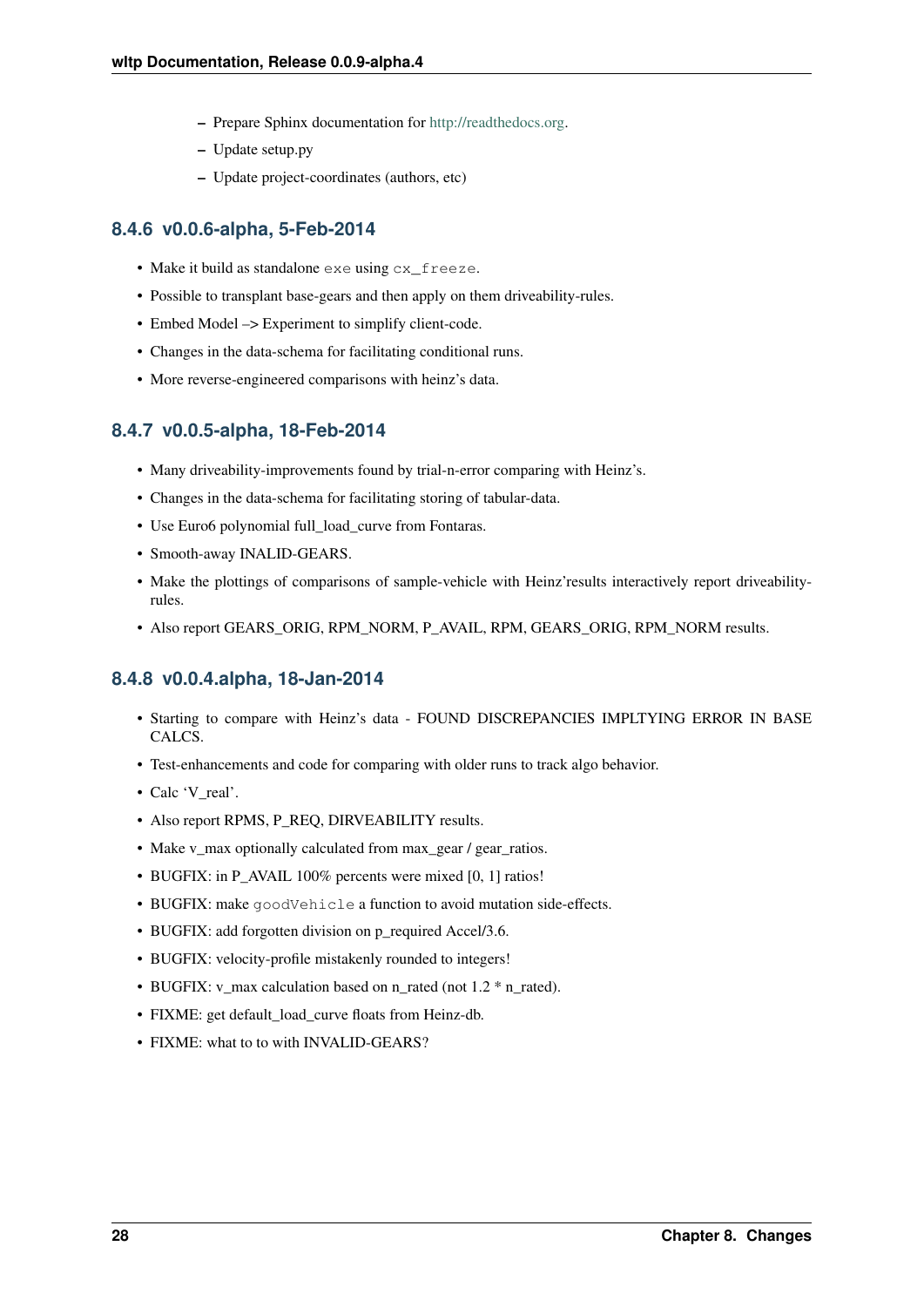- Prepare Sphinx documentation for http://readthedocs.org.
   - Update setup.py
   - Update project-coordinates (authors, etc)

### 8.4.6 v0.0.6-alpha, 5-Feb-2014

- Make it build as standalone `exe` using `cx_freeze`.
- Possible to transplant base-gears and then apply on them driveability-rules.
- Embed Model –> Experiment to simplify client-code.
- Changes in the data-schema for facilitating conditional runs.
- More reverse-engineered comparisons with heinz's data.

### 8.4.7 v0.0.5-alpha, 18-Feb-2014

- Many driveability-improvements found by trial-n-error comparing with Heinz's.
- Changes in the data-schema for facilitating storing of tabular-data.
- Use Euro6 polynomial full_load_curve from Fontaras.
- Smooth-away INALID-GEARS.
- Make the plottings of comparisons of sample-vehicle with Heinz'results interactively report driveability-rules.
- Also report GEARS_ORIG, RPM_NORM, P_AVAIL, RPM, GEARS_ORIG, RPM_NORM results.

### 8.4.8 v0.0.4.alpha, 18-Jan-2014

- Starting to compare with Heinz's data - FOUND DISCREPANCIES IMPLTYING ERROR IN BASE CALCS.
- Test-enhancements and code for comparing with older runs to track algo behavior.
- Calc 'V_real'.
- Also report RPMS, P_REQ, DIRVEABILITY results.
- Make v_max optionally calculated from max_gear / gear_ratios.
- BUGFIX: in P_AVAIL 100% percents were mixed [0, 1] ratios!
- BUGFIX: make `goodVehicle` a function to avoid mutation side-effects.
- BUGFIX: add forgotten division on p_required Accel/3.6.
- BUGFIX: velocity-profile mistakenly rounded to integers!
- BUGFIX: v_max calculation based on n_rated (not 1.2 * n_rated).
- FIXME: get default_load_curve floats from Heinz-db.
- FIXME: what to to with INVALID-GEARS?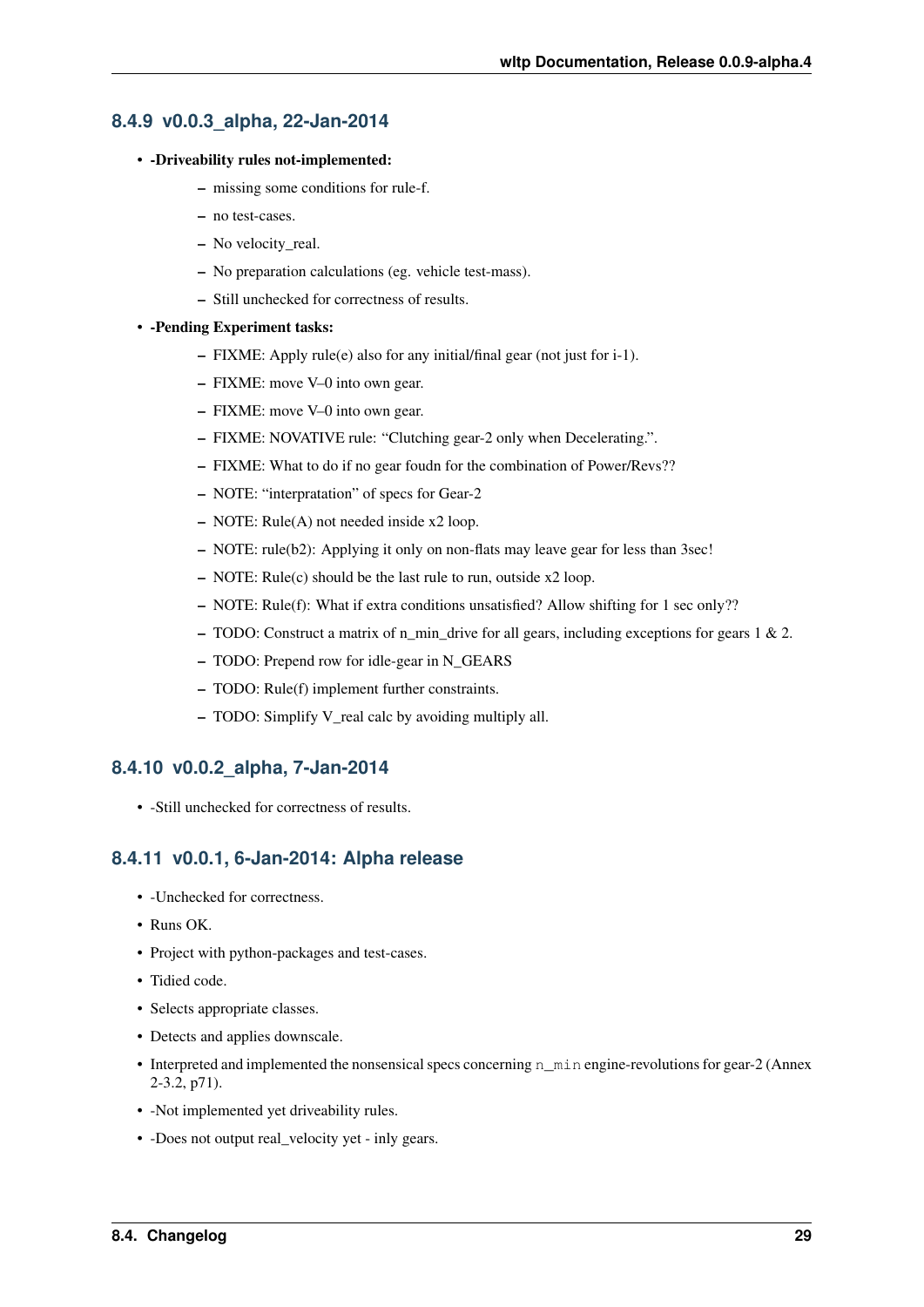### 8.4.9 v0.0.3_alpha, 22-Jan-2014

- **-Driveability rules not-implemented:**
  - missing some conditions for rule-f.
  - no test-cases.
  - No velocity_real.
  - No preparation calculations (eg. vehicle test-mass).
  - Still unchecked for correctness of results.
- **-Pending Experiment tasks:**
  - FIXME: Apply rule(e) also for any initial/final gear (not just for i-1).
  - FIXME: move V–0 into own gear.
  - FIXME: move V–0 into own gear.
  - FIXME: NOVATIVE rule: "Clutching gear-2 only when Decelerating.".
  - FIXME: What to do if no gear foudn for the combination of Power/Revs??
  - NOTE: "interpratation" of specs for Gear-2
  - NOTE: Rule(A) not needed inside x2 loop.
  - NOTE: rule(b2): Applying it only on non-flats may leave gear for less than 3sec!
  - NOTE: Rule(c) should be the last rule to run, outside x2 loop.
  - NOTE: Rule(f): What if extra conditions unsatisfied? Allow shifting for 1 sec only??
  - TODO: Construct a matrix of n_min_drive for all gears, including exceptions for gears 1 & 2.
  - TODO: Prepend row for idle-gear in N_GEARS
  - TODO: Rule(f) implement further constraints.
  - TODO: Simplify V_real calc by avoiding multiply all.

### 8.4.10 v0.0.2_alpha, 7-Jan-2014

- -Still unchecked for correctness of results.

### 8.4.11 v0.0.1, 6-Jan-2014: Alpha release

- -Unchecked for correctness.
- Runs OK.
- Project with python-packages and test-cases.
- Tidied code.
- Selects appropriate classes.
- Detects and applies downscale.
- Interpreted and implemented the nonsensical specs concerning `n_min` engine-revolutions for gear-2 (Annex 2-3.2, p71).
- -Not implemented yet driveability rules.
- -Does not output real_velocity yet - inly gears.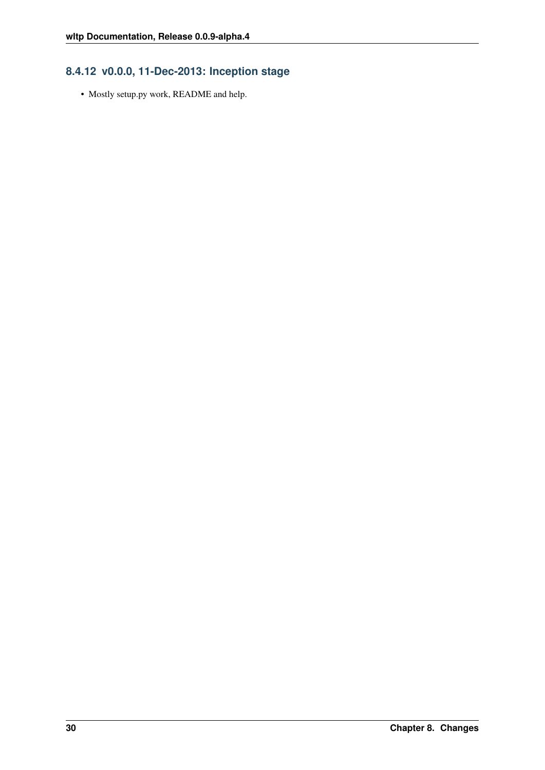### 8.4.12 v0.0.0, 11-Dec-2013: Inception stage

- Mostly setup.py work, README and help.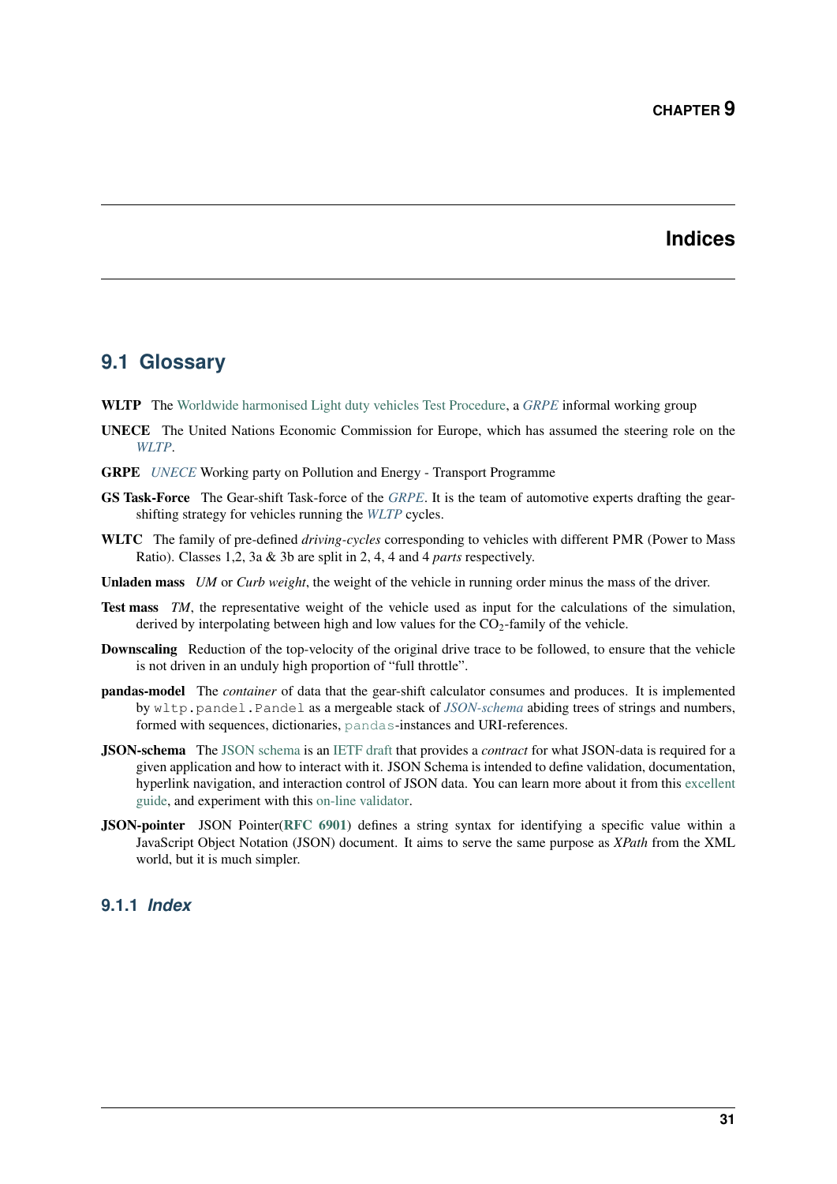# CHAPTER 9

# Indices

## 9.1 Glossary

**WLTP** The Worldwide harmonised Light duty vehicles Test Procedure, a *GRPE* informal working group

**UNECE** The United Nations Economic Commission for Europe, which has assumed the steering role on the *WLTP*.

**GRPE** *UNECE* Working party on Pollution and Energy - Transport Programme

**GS Task-Force** The Gear-shift Task-force of the *GRPE*. It is the team of automotive experts drafting the gear-shifting strategy for vehicles running the *WLTP* cycles.

**WLTC** The family of pre-defined *driving-cycles* corresponding to vehicles with different PMR (Power to Mass Ratio). Classes 1,2, 3a & 3b are split in 2, 4, 4 and 4 *parts* respectively.

**Unladen mass** *UM* or *Curb weight*, the weight of the vehicle in running order minus the mass of the driver.

**Test mass** *TM*, the representative weight of the vehicle used as input for the calculations of the simulation, derived by interpolating between high and low values for the $CO_2$-family of the vehicle.

**Downscaling** Reduction of the top-velocity of the original drive trace to be followed, to ensure that the vehicle is not driven in an unduly high proportion of "full throttle".

**pandas-model** The *container* of data that the gear-shift calculator consumes and produces. It is implemented by `wltp.pandel.Pandel` as a mergeable stack of *JSON-schema* abiding trees of strings and numbers, formed with sequences, dictionaries, `pandas`-instances and URI-references.

**JSON-schema** The JSON schema is an IETF draft that provides a *contract* for what JSON-data is required for a given application and how to interact with it. JSON Schema is intended to define validation, documentation, hyperlink navigation, and interaction control of JSON data. You can learn more about it from this excellent guide, and experiment with this on-line validator.

**JSON-pointer** JSON Pointer(**RFC 6901**) defines a string syntax for identifying a specific value within a JavaScript Object Notation (JSON) document. It aims to serve the same purpose as *XPath* from the XML world, but it is much simpler.

### 9.1.1 *Index*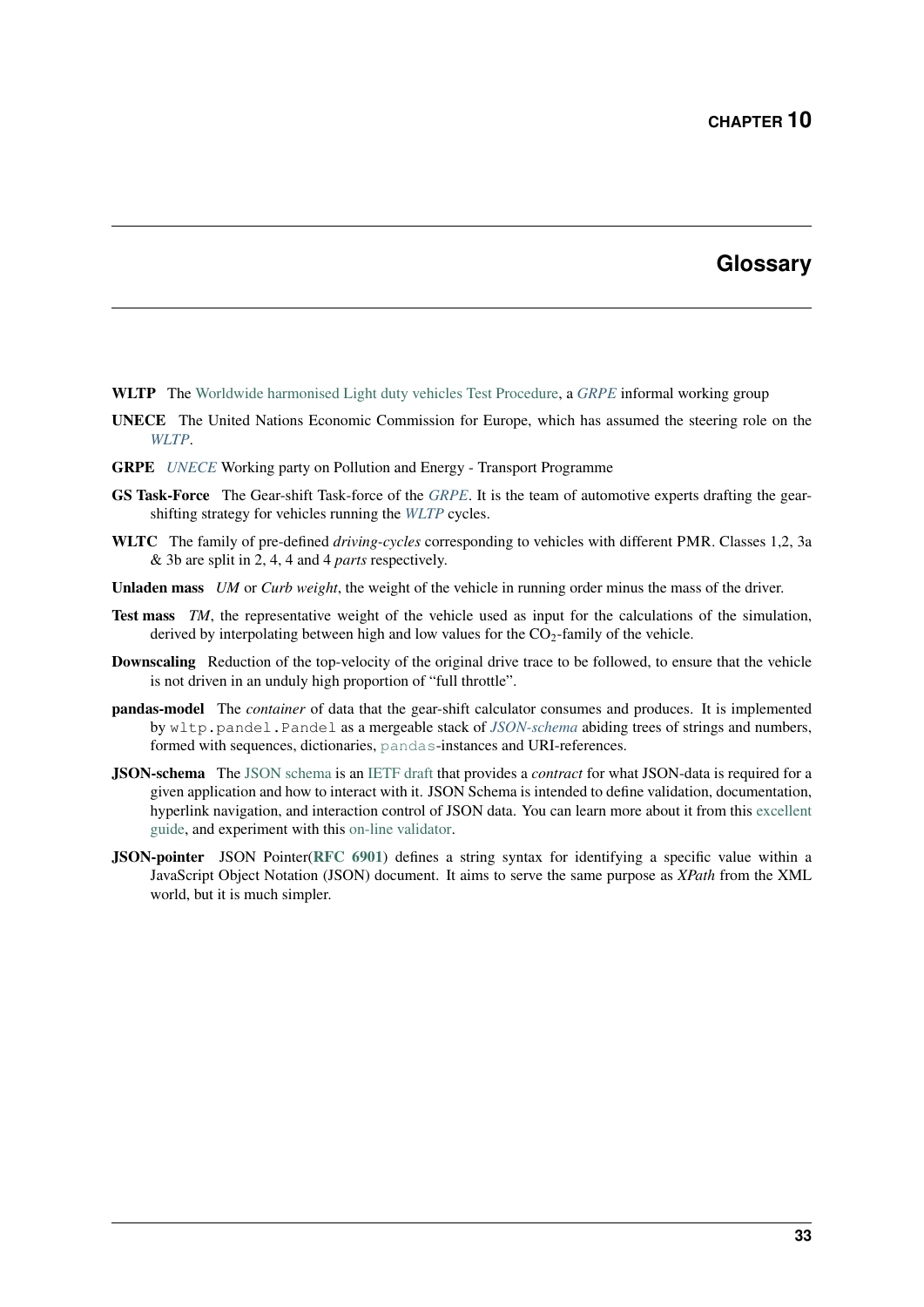# CHAPTER 10

# Glossary

**WLTP** The Worldwide harmonised Light duty vehicles Test Procedure, a *GRPE* informal working group

**UNECE** The United Nations Economic Commission for Europe, which has assumed the steering role on the *WLTP*.

**GRPE** *UNECE* Working party on Pollution and Energy - Transport Programme

**GS Task-Force** The Gear-shift Task-force of the *GRPE*. It is the team of automotive experts drafting the gear-shifting strategy for vehicles running the *WLTP* cycles.

**WLTC** The family of pre-defined *driving-cycles* corresponding to vehicles with different PMR. Classes 1,2, 3a & 3b are split in 2, 4, 4 and 4 *parts* respectively.

**Unladen mass** *UM* or *Curb weight*, the weight of the vehicle in running order minus the mass of the driver.

**Test mass** *TM*, the representative weight of the vehicle used as input for the calculations of the simulation, derived by interpolating between high and low values for the $CO_2$-family of the vehicle.

**Downscaling** Reduction of the top-velocity of the original drive trace to be followed, to ensure that the vehicle is not driven in an unduly high proportion of "full throttle".

**pandas-model** The *container* of data that the gear-shift calculator consumes and produces. It is implemented by `wltp.pandel.Pandel` as a mergeable stack of *JSON-schema* abiding trees of strings and numbers, formed with sequences, dictionaries, `pandas`-instances and URI-references.

**JSON-schema** The JSON schema is an IETF draft that provides a *contract* for what JSON-data is required for a given application and how to interact with it. JSON Schema is intended to define validation, documentation, hyperlink navigation, and interaction control of JSON data. You can learn more about it from this excellent guide, and experiment with this on-line validator.

**JSON-pointer** JSON Pointer(**RFC 6901**) defines a string syntax for identifying a specific value within a JavaScript Object Notation (JSON) document. It aims to serve the same purpose as *XPath* from the XML world, but it is much simpler.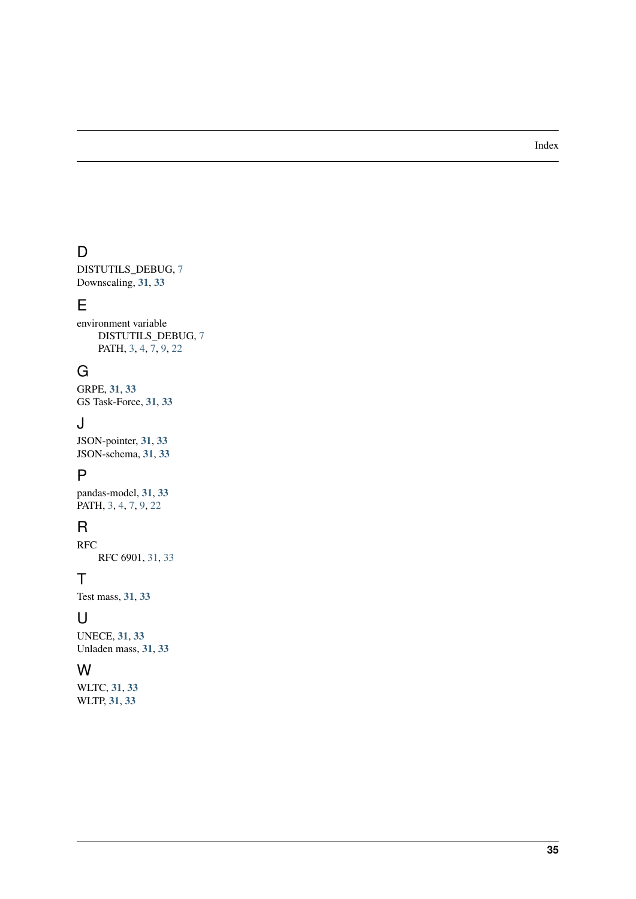## D

DISTUTILS_DEBUG, 7
Downscaling, **31**, **33**

## E

environment variable
    DISTUTILS_DEBUG, 7
    PATH, 3, 4, 7, 9, 22

## G

GRPE, **31**, **33**
GS Task-Force, **31**, **33**

## J

JSON-pointer, **31**, **33**
JSON-schema, **31**, **33**

## P

pandas-model, **31**, **33**
PATH, 3, 4, 7, 9, 22

## R

RFC
    RFC 6901, 31, 33

## T

Test mass, **31**, **33**

## U

UNECE, **31**, **33**
Unladen mass, **31**, **33**

## W

WLTC, **31**, **33**
WLTP, **31**, **33**